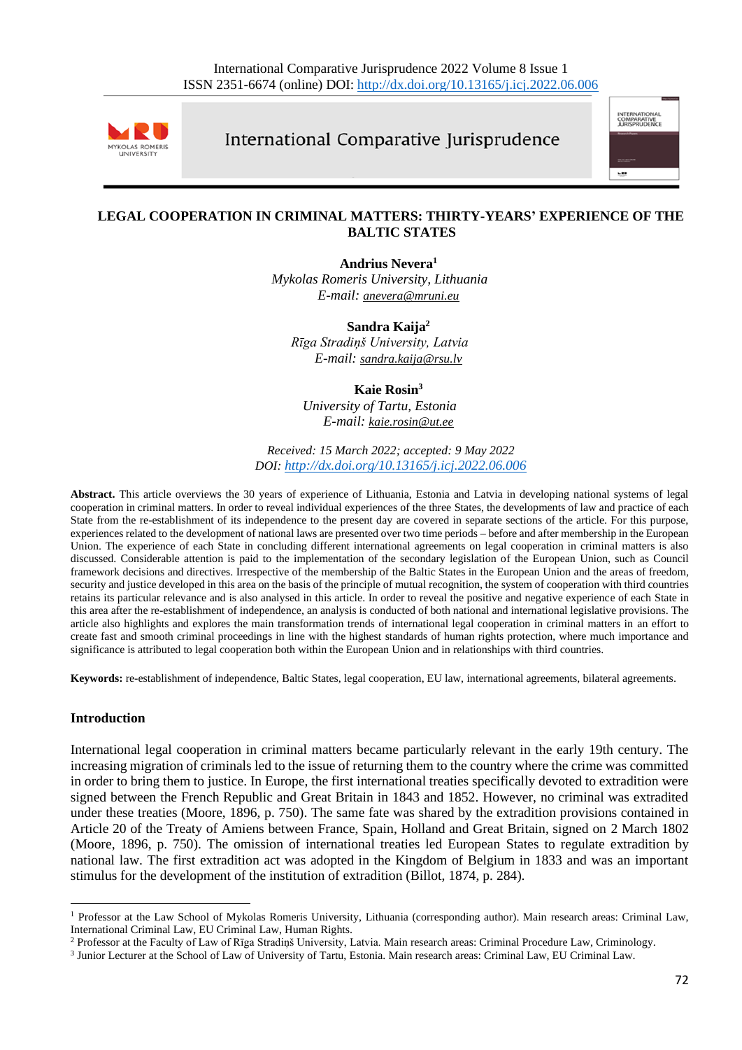# LEGAL COOPERATION IN CRIMINAL MATTERS: THIRTY-YEARS' EXPERIENCE OF THE BALTIC STATES

**Andrius Nevera**[1]
*Mykolas Romeris University, Lithuania*
*E-mail:* anevera@mruni.eu

**Sandra Kaija**[2]
*Rīga Stradiņš University, Latvia*
*E-mail:* sandra.kaija@rsu.lv

**Kaie Rosin**[3]
*University of Tartu, Estonia*
*E-mail:* kaie.rosin@ut.ee

*Received: 15 March 2022; accepted: 9 May 2022*
*DOI:* http://dx.doi.org/10.13165/j.icj.2022.06.006

**Abstract.** This article overviews the 30 years of experience of Lithuania, Estonia and Latvia in developing national systems of legal cooperation in criminal matters. In order to reveal individual experiences of the three States, the developments of law and practice of each State from the re-establishment of its independence to the present day are covered in separate sections of the article. For this purpose, experiences related to the development of national laws are presented over two time periods – before and after membership in the European Union. The experience of each State in concluding different international agreements on legal cooperation in criminal matters is also discussed. Considerable attention is paid to the implementation of the secondary legislation of the European Union, such as Council framework decisions and directives. Irrespective of the membership of the Baltic States in the European Union and the areas of freedom, security and justice developed in this area on the basis of the principle of mutual recognition, the system of cooperation with third countries retains its particular relevance and is also analysed in this article. In order to reveal the positive and negative experience of each State in this area after the re-establishment of independence, an analysis is conducted of both national and international legislative provisions. The article also highlights and explores the main transformation trends of international legal cooperation in criminal matters in an effort to create fast and smooth criminal proceedings in line with the highest standards of human rights protection, where much importance and significance is attributed to legal cooperation both within the European Union and in relationships with third countries.

**Keywords:** re-establishment of independence, Baltic States, legal cooperation, EU law, international agreements, bilateral agreements.

## Introduction

International legal cooperation in criminal matters became particularly relevant in the early 19th century. The increasing migration of criminals led to the issue of returning them to the country where the crime was committed in order to bring them to justice. In Europe, the first international treaties specifically devoted to extradition were signed between the French Republic and Great Britain in 1843 and 1852. However, no criminal was extradited under these treaties (Moore, 1896, p. 750). The same fate was shared by the extradition provisions contained in Article 20 of the Treaty of Amiens between France, Spain, Holland and Great Britain, signed on 2 March 1802 (Moore, 1896, p. 750). The omission of international treaties led European States to regulate extradition by national law. The first extradition act was adopted in the Kingdom of Belgium in 1833 and was an important stimulus for the development of the institution of extradition (Billot, 1874, p. 284).

---

[1] Professor at the Law School of Mykolas Romeris University, Lithuania (corresponding author). Main research areas: Criminal Law, International Criminal Law, EU Criminal Law, Human Rights.

[2] Professor at the Faculty of Law of Rīga Stradiņš University, Latvia. Main research areas: Criminal Procedure Law, Criminology.

[3] Junior Lecturer at the School of Law of University of Tartu, Estonia. Main research areas: Criminal Law, EU Criminal Law.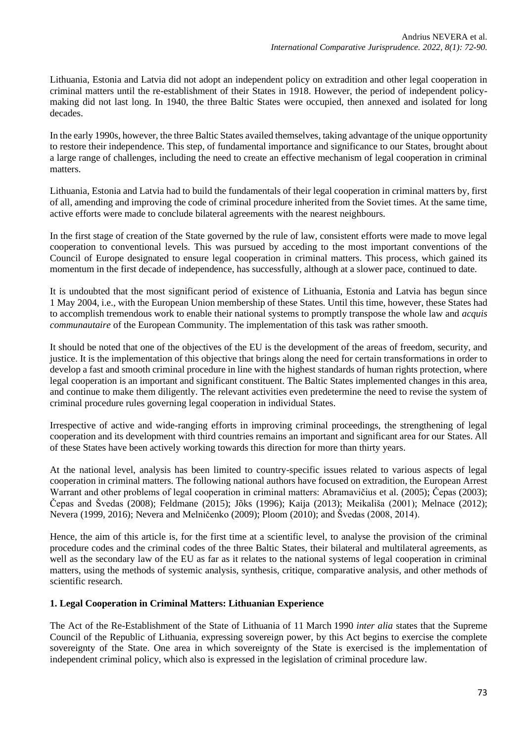Lithuania, Estonia and Latvia did not adopt an independent policy on extradition and other legal cooperation in criminal matters until the re-establishment of their States in 1918. However, the period of independent policy-making did not last long. In 1940, the three Baltic States were occupied, then annexed and isolated for long decades.

In the early 1990s, however, the three Baltic States availed themselves, taking advantage of the unique opportunity to restore their independence. This step, of fundamental importance and significance to our States, brought about a large range of challenges, including the need to create an effective mechanism of legal cooperation in criminal matters.

Lithuania, Estonia and Latvia had to build the fundamentals of their legal cooperation in criminal matters by, first of all, amending and improving the code of criminal procedure inherited from the Soviet times. At the same time, active efforts were made to conclude bilateral agreements with the nearest neighbours.

In the first stage of creation of the State governed by the rule of law, consistent efforts were made to move legal cooperation to conventional levels. This was pursued by acceding to the most important conventions of the Council of Europe designated to ensure legal cooperation in criminal matters. This process, which gained its momentum in the first decade of independence, has successfully, although at a slower pace, continued to date.

It is undoubted that the most significant period of existence of Lithuania, Estonia and Latvia has begun since 1 May 2004, i.e., with the European Union membership of these States. Until this time, however, these States had to accomplish tremendous work to enable their national systems to promptly transpose the whole law and *acquis communautaire* of the European Community. The implementation of this task was rather smooth.

It should be noted that one of the objectives of the EU is the development of the areas of freedom, security, and justice. It is the implementation of this objective that brings along the need for certain transformations in order to develop a fast and smooth criminal procedure in line with the highest standards of human rights protection, where legal cooperation is an important and significant constituent. The Baltic States implemented changes in this area, and continue to make them diligently. The relevant activities even predetermine the need to revise the system of criminal procedure rules governing legal cooperation in individual States.

Irrespective of active and wide-ranging efforts in improving criminal proceedings, the strengthening of legal cooperation and its development with third countries remains an important and significant area for our States. All of these States have been actively working towards this direction for more than thirty years.

At the national level, analysis has been limited to country-specific issues related to various aspects of legal cooperation in criminal matters. The following national authors have focused on extradition, the European Arrest Warrant and other problems of legal cooperation in criminal matters: Abramavičius et al. (2005); Čepas (2003); Čepas and Švedas (2008); Feldmane (2015); Jõks (1996); Kaija (2013); Meikališa (2001); Melnace (2012); Nevera (1999, 2016); Nevera and Melničenko (2009); Ploom (2010); and Švedas (2008, 2014).

Hence, the aim of this article is, for the first time at a scientific level, to analyse the provision of the criminal procedure codes and the criminal codes of the three Baltic States, their bilateral and multilateral agreements, as well as the secondary law of the EU as far as it relates to the national systems of legal cooperation in criminal matters, using the methods of systemic analysis, synthesis, critique, comparative analysis, and other methods of scientific research.

## 1. Legal Cooperation in Criminal Matters: Lithuanian Experience

The Act of the Re-Establishment of the State of Lithuania of 11 March 1990 *inter alia* states that the Supreme Council of the Republic of Lithuania, expressing sovereign power, by this Act begins to exercise the complete sovereignty of the State. One area in which sovereignty of the State is exercised is the implementation of independent criminal policy, which also is expressed in the legislation of criminal procedure law.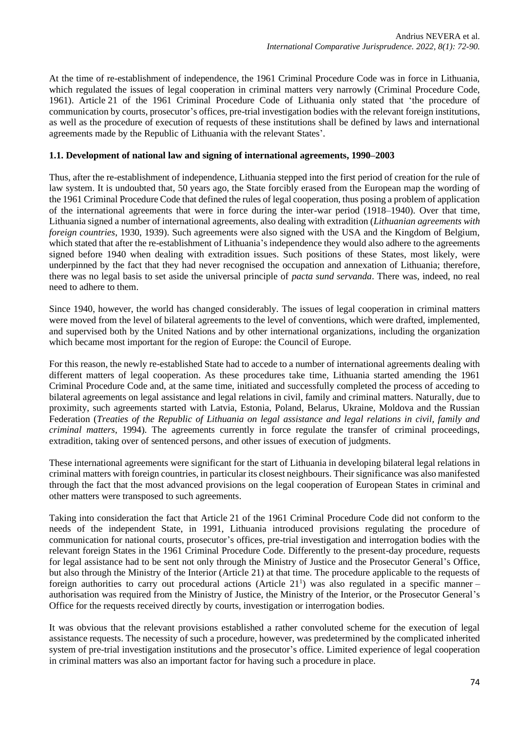At the time of re-establishment of independence, the 1961 Criminal Procedure Code was in force in Lithuania, which regulated the issues of legal cooperation in criminal matters very narrowly (Criminal Procedure Code, 1961). Article 21 of the 1961 Criminal Procedure Code of Lithuania only stated that 'the procedure of communication by courts, prosecutor's offices, pre-trial investigation bodies with the relevant foreign institutions, as well as the procedure of execution of requests of these institutions shall be defined by laws and international agreements made by the Republic of Lithuania with the relevant States'.

### 1.1. Development of national law and signing of international agreements, 1990–2003

Thus, after the re-establishment of independence, Lithuania stepped into the first period of creation for the rule of law system. It is undoubted that, 50 years ago, the State forcibly erased from the European map the wording of the 1961 Criminal Procedure Code that defined the rules of legal cooperation, thus posing a problem of application of the international agreements that were in force during the inter-war period (1918–1940). Over that time, Lithuania signed a number of international agreements, also dealing with extradition (*Lithuanian agreements with foreign countries*, 1930, 1939). Such agreements were also signed with the USA and the Kingdom of Belgium, which stated that after the re-establishment of Lithuania's independence they would also adhere to the agreements signed before 1940 when dealing with extradition issues. Such positions of these States, most likely, were underpinned by the fact that they had never recognised the occupation and annexation of Lithuania; therefore, there was no legal basis to set aside the universal principle of *pacta sund servanda*. There was, indeed, no real need to adhere to them.

Since 1940, however, the world has changed considerably. The issues of legal cooperation in criminal matters were moved from the level of bilateral agreements to the level of conventions, which were drafted, implemented, and supervised both by the United Nations and by other international organizations, including the organization which became most important for the region of Europe: the Council of Europe.

For this reason, the newly re-established State had to accede to a number of international agreements dealing with different matters of legal cooperation. As these procedures take time, Lithuania started amending the 1961 Criminal Procedure Code and, at the same time, initiated and successfully completed the process of acceding to bilateral agreements on legal assistance and legal relations in civil, family and criminal matters. Naturally, due to proximity, such agreements started with Latvia, Estonia, Poland, Belarus, Ukraine, Moldova and the Russian Federation (*Treaties of the Republic of Lithuania on legal assistance and legal relations in civil, family and criminal matters*, 1994). The agreements currently in force regulate the transfer of criminal proceedings, extradition, taking over of sentenced persons, and other issues of execution of judgments.

These international agreements were significant for the start of Lithuania in developing bilateral legal relations in criminal matters with foreign countries, in particular its closest neighbours. Their significance was also manifested through the fact that the most advanced provisions on the legal cooperation of European States in criminal and other matters were transposed to such agreements.

Taking into consideration the fact that Article 21 of the 1961 Criminal Procedure Code did not conform to the needs of the independent State, in 1991, Lithuania introduced provisions regulating the procedure of communication for national courts, prosecutor's offices, pre-trial investigation and interrogation bodies with the relevant foreign States in the 1961 Criminal Procedure Code. Differently to the present-day procedure, requests for legal assistance had to be sent not only through the Ministry of Justice and the Prosecutor General's Office, but also through the Ministry of the Interior (Article 21) at that time. The procedure applicable to the requests of foreign authorities to carry out procedural actions (Article $21^1$) was also regulated in a specific manner – authorisation was required from the Ministry of Justice, the Ministry of the Interior, or the Prosecutor General's Office for the requests received directly by courts, investigation or interrogation bodies.

It was obvious that the relevant provisions established a rather convoluted scheme for the execution of legal assistance requests. The necessity of such a procedure, however, was predetermined by the complicated inherited system of pre-trial investigation institutions and the prosecutor's office. Limited experience of legal cooperation in criminal matters was also an important factor for having such a procedure in place.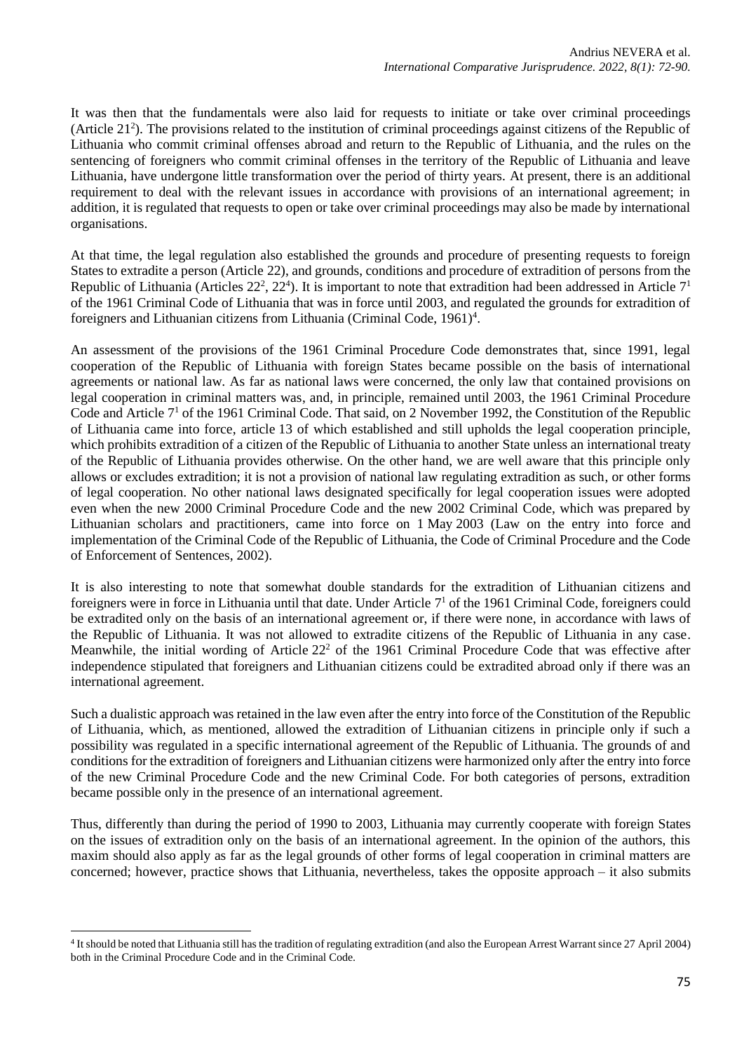It was then that the fundamentals were also laid for requests to initiate or take over criminal proceedings (Article $21^2$). The provisions related to the institution of criminal proceedings against citizens of the Republic of Lithuania who commit criminal offenses abroad and return to the Republic of Lithuania, and the rules on the sentencing of foreigners who commit criminal offenses in the territory of the Republic of Lithuania and leave Lithuania, have undergone little transformation over the period of thirty years. At present, there is an additional requirement to deal with the relevant issues in accordance with provisions of an international agreement; in addition, it is regulated that requests to open or take over criminal proceedings may also be made by international organisations.

At that time, the legal regulation also established the grounds and procedure of presenting requests to foreign States to extradite a person (Article 22), and grounds, conditions and procedure of extradition of persons from the Republic of Lithuania (Articles $22^2$, $22^4$). It is important to note that extradition had been addressed in Article $7^1$ of the 1961 Criminal Code of Lithuania that was in force until 2003, and regulated the grounds for extradition of foreigners and Lithuanian citizens from Lithuania (Criminal Code, 1961)[4].

An assessment of the provisions of the 1961 Criminal Procedure Code demonstrates that, since 1991, legal cooperation of the Republic of Lithuania with foreign States became possible on the basis of international agreements or national law. As far as national laws were concerned, the only law that contained provisions on legal cooperation in criminal matters was, and, in principle, remained until 2003, the 1961 Criminal Procedure Code and Article $7^1$ of the 1961 Criminal Code. That said, on 2 November 1992, the Constitution of the Republic of Lithuania came into force, article 13 of which established and still upholds the legal cooperation principle, which prohibits extradition of a citizen of the Republic of Lithuania to another State unless an international treaty of the Republic of Lithuania provides otherwise. On the other hand, we are well aware that this principle only allows or excludes extradition; it is not a provision of national law regulating extradition as such, or other forms of legal cooperation. No other national laws designated specifically for legal cooperation issues were adopted even when the new 2000 Criminal Procedure Code and the new 2002 Criminal Code, which was prepared by Lithuanian scholars and practitioners, came into force on 1 May 2003 (Law on the entry into force and implementation of the Criminal Code of the Republic of Lithuania, the Code of Criminal Procedure and the Code of Enforcement of Sentences, 2002).

It is also interesting to note that somewhat double standards for the extradition of Lithuanian citizens and foreigners were in force in Lithuania until that date. Under Article $7^1$ of the 1961 Criminal Code, foreigners could be extradited only on the basis of an international agreement or, if there were none, in accordance with laws of the Republic of Lithuania. It was not allowed to extradite citizens of the Republic of Lithuania in any case. Meanwhile, the initial wording of Article $22^2$ of the 1961 Criminal Procedure Code that was effective after independence stipulated that foreigners and Lithuanian citizens could be extradited abroad only if there was an international agreement.

Such a dualistic approach was retained in the law even after the entry into force of the Constitution of the Republic of Lithuania, which, as mentioned, allowed the extradition of Lithuanian citizens in principle only if such a possibility was regulated in a specific international agreement of the Republic of Lithuania. The grounds of and conditions for the extradition of foreigners and Lithuanian citizens were harmonized only after the entry into force of the new Criminal Procedure Code and the new Criminal Code. For both categories of persons, extradition became possible only in the presence of an international agreement.

Thus, differently than during the period of 1990 to 2003, Lithuania may currently cooperate with foreign States on the issues of extradition only on the basis of an international agreement. In the opinion of the authors, this maxim should also apply as far as the legal grounds of other forms of legal cooperation in criminal matters are concerned; however, practice shows that Lithuania, nevertheless, takes the opposite approach – it also submits

[4] It should be noted that Lithuania still has the tradition of regulating extradition (and also the European Arrest Warrant since 27 April 2004) both in the Criminal Procedure Code and in the Criminal Code.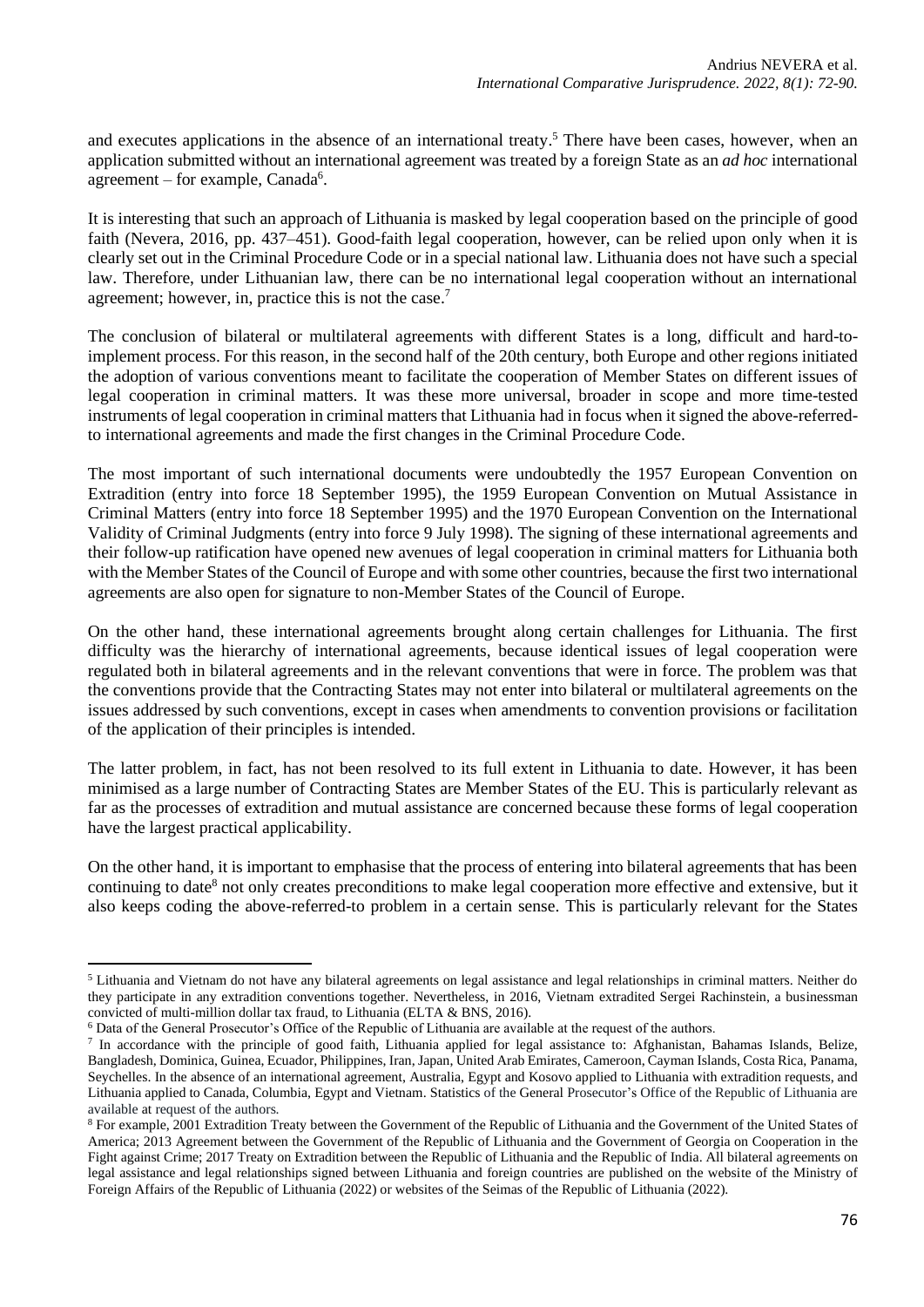and executes applications in the absence of an international treaty.[5] There have been cases, however, when an application submitted without an international agreement was treated by a foreign State as an *ad hoc* international agreement – for example, Canada[6].

It is interesting that such an approach of Lithuania is masked by legal cooperation based on the principle of good faith (Nevera, 2016, pp. 437–451). Good-faith legal cooperation, however, can be relied upon only when it is clearly set out in the Criminal Procedure Code or in a special national law. Lithuania does not have such a special law. Therefore, under Lithuanian law, there can be no international legal cooperation without an international agreement; however, in, practice this is not the case.[7]

The conclusion of bilateral or multilateral agreements with different States is a long, difficult and hard-to-implement process. For this reason, in the second half of the 20th century, both Europe and other regions initiated the adoption of various conventions meant to facilitate the cooperation of Member States on different issues of legal cooperation in criminal matters. It was these more universal, broader in scope and more time-tested instruments of legal cooperation in criminal matters that Lithuania had in focus when it signed the above-referred-to international agreements and made the first changes in the Criminal Procedure Code.

The most important of such international documents were undoubtedly the 1957 European Convention on Extradition (entry into force 18 September 1995), the 1959 European Convention on Mutual Assistance in Criminal Matters (entry into force 18 September 1995) and the 1970 European Convention on the International Validity of Criminal Judgments (entry into force 9 July 1998). The signing of these international agreements and their follow-up ratification have opened new avenues of legal cooperation in criminal matters for Lithuania both with the Member States of the Council of Europe and with some other countries, because the first two international agreements are also open for signature to non-Member States of the Council of Europe.

On the other hand, these international agreements brought along certain challenges for Lithuania. The first difficulty was the hierarchy of international agreements, because identical issues of legal cooperation were regulated both in bilateral agreements and in the relevant conventions that were in force. The problem was that the conventions provide that the Contracting States may not enter into bilateral or multilateral agreements on the issues addressed by such conventions, except in cases when amendments to convention provisions or facilitation of the application of their principles is intended.

The latter problem, in fact, has not been resolved to its full extent in Lithuania to date. However, it has been minimised as a large number of Contracting States are Member States of the EU. This is particularly relevant as far as the processes of extradition and mutual assistance are concerned because these forms of legal cooperation have the largest practical applicability.

On the other hand, it is important to emphasise that the process of entering into bilateral agreements that has been continuing to date[8] not only creates preconditions to make legal cooperation more effective and extensive, but it also keeps coding the above-referred-to problem in a certain sense. This is particularly relevant for the States

---

[5] Lithuania and Vietnam do not have any bilateral agreements on legal assistance and legal relationships in criminal matters. Neither do they participate in any extradition conventions together. Nevertheless, in 2016, Vietnam extradited Sergei Rachinstein, a businessman convicted of multi-million dollar tax fraud, to Lithuania (ELTA & BNS, 2016).

[6] Data of the General Prosecutor's Office of the Republic of Lithuania are available at the request of the authors.

[7] In accordance with the principle of good faith, Lithuania applied for legal assistance to: Afghanistan, Bahamas Islands, Belize, Bangladesh, Dominica, Guinea, Ecuador, Philippines, Iran, Japan, United Arab Emirates, Cameroon, Cayman Islands, Costa Rica, Panama, Seychelles. In the absence of an international agreement, Australia, Egypt and Kosovo applied to Lithuania with extradition requests, and Lithuania applied to Canada, Columbia, Egypt and Vietnam. Statistics of the General Prosecutor's Office of the Republic of Lithuania are available at request of the authors.

[8] For example, 2001 Extradition Treaty between the Government of the Republic of Lithuania and the Government of the United States of America; 2013 Agreement between the Government of the Republic of Lithuania and the Government of Georgia on Cooperation in the Fight against Crime; 2017 Treaty on Extradition between the Republic of Lithuania and the Republic of India. All bilateral agreements on legal assistance and legal relationships signed between Lithuania and foreign countries are published on the website of the Ministry of Foreign Affairs of the Republic of Lithuania (2022) or websites of the Seimas of the Republic of Lithuania (2022).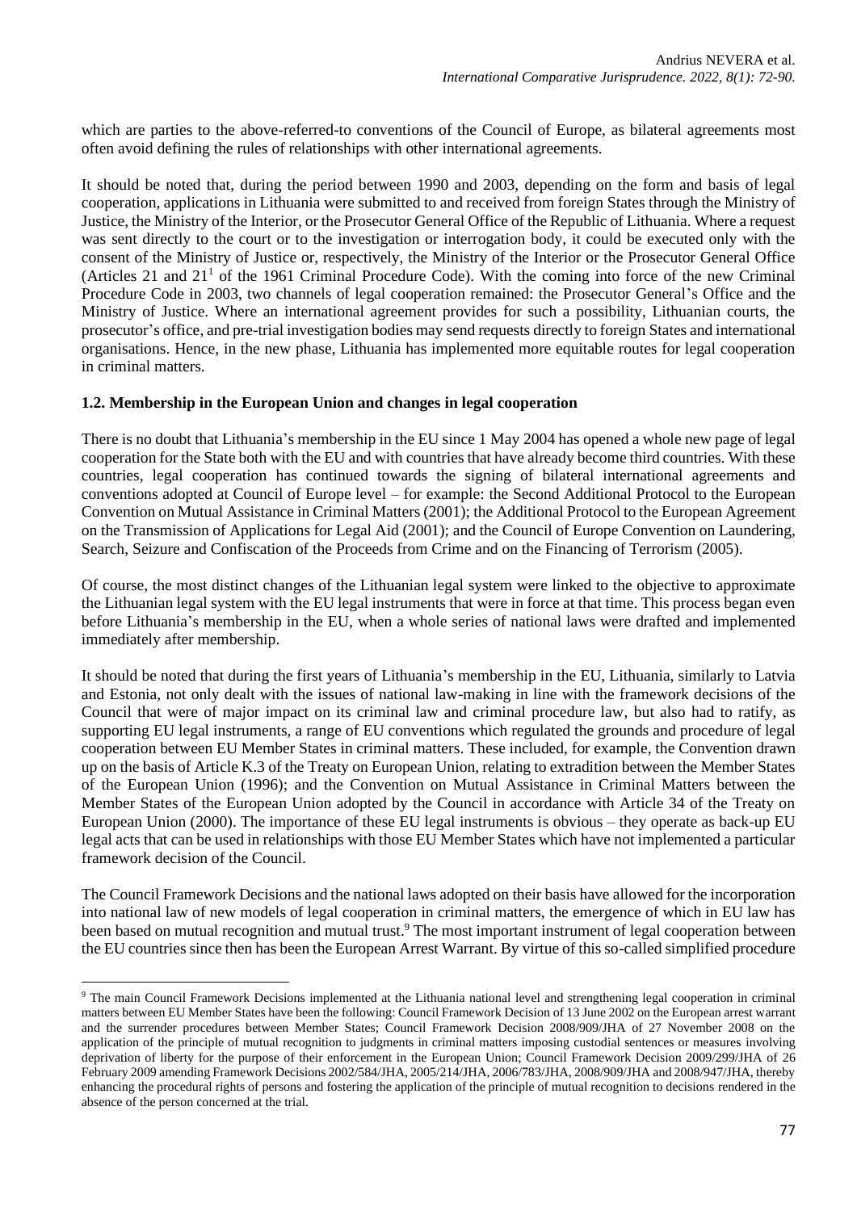which are parties to the above-referred-to conventions of the Council of Europe, as bilateral agreements most often avoid defining the rules of relationships with other international agreements.

It should be noted that, during the period between 1990 and 2003, depending on the form and basis of legal cooperation, applications in Lithuania were submitted to and received from foreign States through the Ministry of Justice, the Ministry of the Interior, or the Prosecutor General Office of the Republic of Lithuania. Where a request was sent directly to the court or to the investigation or interrogation body, it could be executed only with the consent of the Ministry of Justice or, respectively, the Ministry of the Interior or the Prosecutor General Office (Articles 21 and 21[1] of the 1961 Criminal Procedure Code). With the coming into force of the new Criminal Procedure Code in 2003, two channels of legal cooperation remained: the Prosecutor General's Office and the Ministry of Justice. Where an international agreement provides for such a possibility, Lithuanian courts, the prosecutor's office, and pre-trial investigation bodies may send requests directly to foreign States and international organisations. Hence, in the new phase, Lithuania has implemented more equitable routes for legal cooperation in criminal matters.

### 1.2. Membership in the European Union and changes in legal cooperation

There is no doubt that Lithuania's membership in the EU since 1 May 2004 has opened a whole new page of legal cooperation for the State both with the EU and with countries that have already become third countries. With these countries, legal cooperation has continued towards the signing of bilateral international agreements and conventions adopted at Council of Europe level – for example: the Second Additional Protocol to the European Convention on Mutual Assistance in Criminal Matters (2001); the Additional Protocol to the European Agreement on the Transmission of Applications for Legal Aid (2001); and the Council of Europe Convention on Laundering, Search, Seizure and Confiscation of the Proceeds from Crime and on the Financing of Terrorism (2005).

Of course, the most distinct changes of the Lithuanian legal system were linked to the objective to approximate the Lithuanian legal system with the EU legal instruments that were in force at that time. This process began even before Lithuania's membership in the EU, when a whole series of national laws were drafted and implemented immediately after membership.

It should be noted that during the first years of Lithuania's membership in the EU, Lithuania, similarly to Latvia and Estonia, not only dealt with the issues of national law-making in line with the framework decisions of the Council that were of major impact on its criminal law and criminal procedure law, but also had to ratify, as supporting EU legal instruments, a range of EU conventions which regulated the grounds and procedure of legal cooperation between EU Member States in criminal matters. These included, for example, the Convention drawn up on the basis of Article K.3 of the Treaty on European Union, relating to extradition between the Member States of the European Union (1996); and the Convention on Mutual Assistance in Criminal Matters between the Member States of the European Union adopted by the Council in accordance with Article 34 of the Treaty on European Union (2000). The importance of these EU legal instruments is obvious – they operate as back-up EU legal acts that can be used in relationships with those EU Member States which have not implemented a particular framework decision of the Council.

The Council Framework Decisions and the national laws adopted on their basis have allowed for the incorporation into national law of new models of legal cooperation in criminal matters, the emergence of which in EU law has been based on mutual recognition and mutual trust.[9] The most important instrument of legal cooperation between the EU countries since then has been the European Arrest Warrant. By virtue of this so-called simplified procedure

[9] The main Council Framework Decisions implemented at the Lithuania national level and strengthening legal cooperation in criminal matters between EU Member States have been the following: Council Framework Decision of 13 June 2002 on the European arrest warrant and the surrender procedures between Member States; Council Framework Decision 2008/909/JHA of 27 November 2008 on the application of the principle of mutual recognition to judgments in criminal matters imposing custodial sentences or measures involving deprivation of liberty for the purpose of their enforcement in the European Union; Council Framework Decision 2009/299/JHA of 26 February 2009 amending Framework Decisions 2002/584/JHA, 2005/214/JHA, 2006/783/JHA, 2008/909/JHA and 2008/947/JHA, thereby enhancing the procedural rights of persons and fostering the application of the principle of mutual recognition to decisions rendered in the absence of the person concerned at the trial.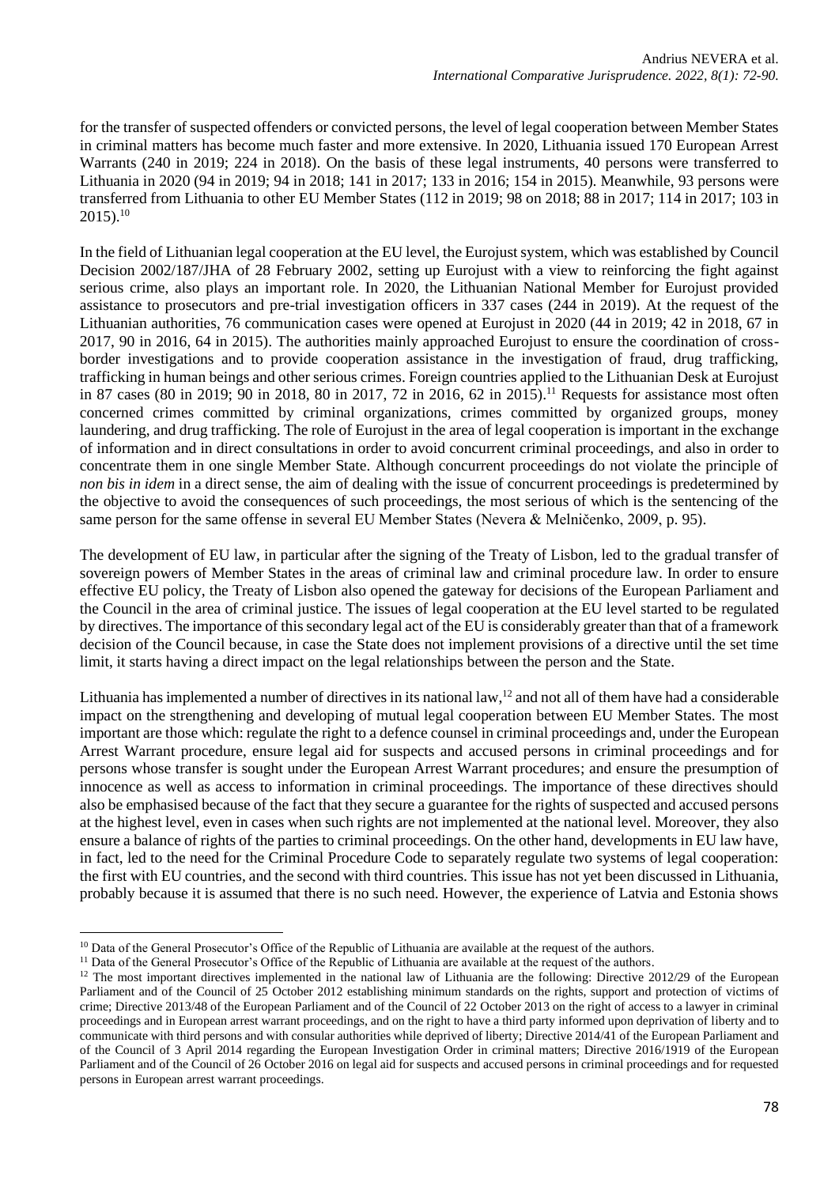for the transfer of suspected offenders or convicted persons, the level of legal cooperation between Member States in criminal matters has become much faster and more extensive. In 2020, Lithuania issued 170 European Arrest Warrants (240 in 2019; 224 in 2018). On the basis of these legal instruments, 40 persons were transferred to Lithuania in 2020 (94 in 2019; 94 in 2018; 141 in 2017; 133 in 2016; 154 in 2015). Meanwhile, 93 persons were transferred from Lithuania to other EU Member States (112 in 2019; 98 on 2018; 88 in 2017; 114 in 2017; 103 in 2015).[10]

In the field of Lithuanian legal cooperation at the EU level, the Eurojust system, which was established by Council Decision 2002/187/JHA of 28 February 2002, setting up Eurojust with a view to reinforcing the fight against serious crime, also plays an important role. In 2020, the Lithuanian National Member for Eurojust provided assistance to prosecutors and pre-trial investigation officers in 337 cases (244 in 2019). At the request of the Lithuanian authorities, 76 communication cases were opened at Eurojust in 2020 (44 in 2019; 42 in 2018, 67 in 2017, 90 in 2016, 64 in 2015). The authorities mainly approached Eurojust to ensure the coordination of cross-border investigations and to provide cooperation assistance in the investigation of fraud, drug trafficking, trafficking in human beings and other serious crimes. Foreign countries applied to the Lithuanian Desk at Eurojust in 87 cases (80 in 2019; 90 in 2018, 80 in 2017, 72 in 2016, 62 in 2015).[11] Requests for assistance most often concerned crimes committed by criminal organizations, crimes committed by organized groups, money laundering, and drug trafficking. The role of Eurojust in the area of legal cooperation is important in the exchange of information and in direct consultations in order to avoid concurrent criminal proceedings, and also in order to concentrate them in one single Member State. Although concurrent proceedings do not violate the principle of *non bis in idem* in a direct sense, the aim of dealing with the issue of concurrent proceedings is predetermined by the objective to avoid the consequences of such proceedings, the most serious of which is the sentencing of the same person for the same offense in several EU Member States (Nevera & Melničenko, 2009, p. 95).

The development of EU law, in particular after the signing of the Treaty of Lisbon, led to the gradual transfer of sovereign powers of Member States in the areas of criminal law and criminal procedure law. In order to ensure effective EU policy, the Treaty of Lisbon also opened the gateway for decisions of the European Parliament and the Council in the area of criminal justice. The issues of legal cooperation at the EU level started to be regulated by directives. The importance of this secondary legal act of the EU is considerably greater than that of a framework decision of the Council because, in case the State does not implement provisions of a directive until the set time limit, it starts having a direct impact on the legal relationships between the person and the State.

Lithuania has implemented a number of directives in its national law,[12] and not all of them have had a considerable impact on the strengthening and developing of mutual legal cooperation between EU Member States. The most important are those which: regulate the right to a defence counsel in criminal proceedings and, under the European Arrest Warrant procedure, ensure legal aid for suspects and accused persons in criminal proceedings and for persons whose transfer is sought under the European Arrest Warrant procedures; and ensure the presumption of innocence as well as access to information in criminal proceedings. The importance of these directives should also be emphasised because of the fact that they secure a guarantee for the rights of suspected and accused persons at the highest level, even in cases when such rights are not implemented at the national level. Moreover, they also ensure a balance of rights of the parties to criminal proceedings. On the other hand, developments in EU law have, in fact, led to the need for the Criminal Procedure Code to separately regulate two systems of legal cooperation: the first with EU countries, and the second with third countries. This issue has not yet been discussed in Lithuania, probably because it is assumed that there is no such need. However, the experience of Latvia and Estonia shows

---

[10] Data of the General Prosecutor's Office of the Republic of Lithuania are available at the request of the authors.

[11] Data of the General Prosecutor's Office of the Republic of Lithuania are available at the request of the authors.

[12] The most important directives implemented in the national law of Lithuania are the following: Directive 2012/29 of the European Parliament and of the Council of 25 October 2012 establishing minimum standards on the rights, support and protection of victims of crime; Directive 2013/48 of the European Parliament and of the Council of 22 October 2013 on the right of access to a lawyer in criminal proceedings and in European arrest warrant proceedings, and on the right to have a third party informed upon deprivation of liberty and to communicate with third persons and with consular authorities while deprived of liberty; Directive 2014/41 of the European Parliament and of the Council of 3 April 2014 regarding the European Investigation Order in criminal matters; Directive 2016/1919 of the European Parliament and of the Council of 26 October 2016 on legal aid for suspects and accused persons in criminal proceedings and for requested persons in European arrest warrant proceedings.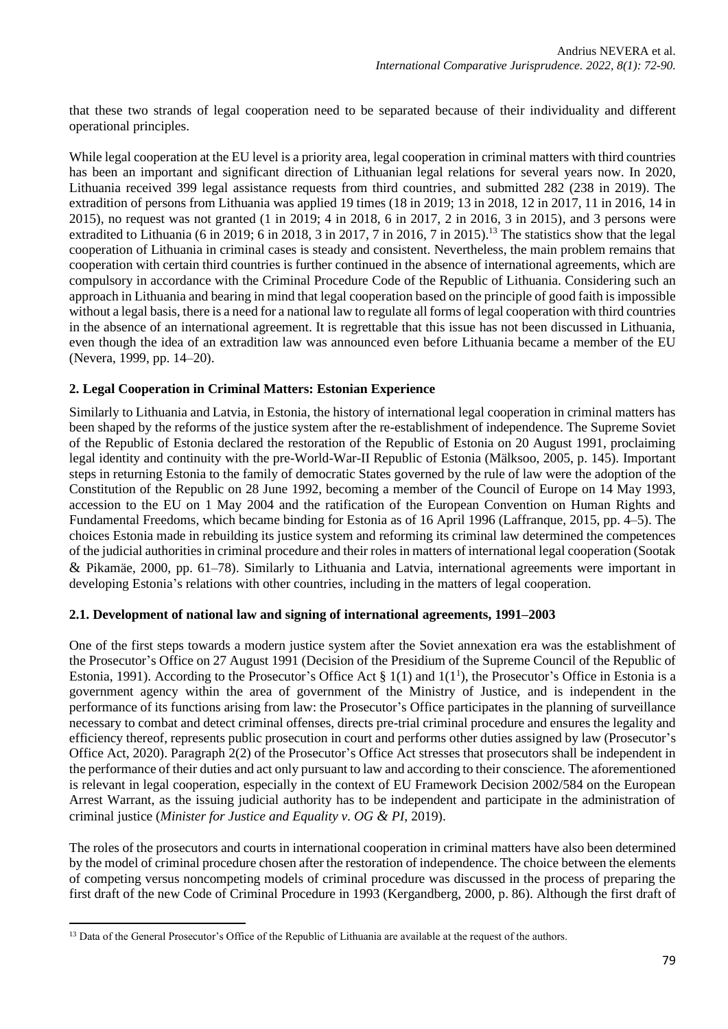that these two strands of legal cooperation need to be separated because of their individuality and different operational principles.

While legal cooperation at the EU level is a priority area, legal cooperation in criminal matters with third countries has been an important and significant direction of Lithuanian legal relations for several years now. In 2020, Lithuania received 399 legal assistance requests from third countries, and submitted 282 (238 in 2019). The extradition of persons from Lithuania was applied 19 times (18 in 2019; 13 in 2018, 12 in 2017, 11 in 2016, 14 in 2015), no request was not granted (1 in 2019; 4 in 2018, 6 in 2017, 2 in 2016, 3 in 2015), and 3 persons were extradited to Lithuania (6 in 2019; 6 in 2018, 3 in 2017, 7 in 2016, 7 in 2015).[13] The statistics show that the legal cooperation of Lithuania in criminal cases is steady and consistent. Nevertheless, the main problem remains that cooperation with certain third countries is further continued in the absence of international agreements, which are compulsory in accordance with the Criminal Procedure Code of the Republic of Lithuania. Considering such an approach in Lithuania and bearing in mind that legal cooperation based on the principle of good faith is impossible without a legal basis, there is a need for a national law to regulate all forms of legal cooperation with third countries in the absence of an international agreement. It is regrettable that this issue has not been discussed in Lithuania, even though the idea of an extradition law was announced even before Lithuania became a member of the EU (Nevera, 1999, pp. 14–20).

## 2. Legal Cooperation in Criminal Matters: Estonian Experience

Similarly to Lithuania and Latvia, in Estonia, the history of international legal cooperation in criminal matters has been shaped by the reforms of the justice system after the re-establishment of independence. The Supreme Soviet of the Republic of Estonia declared the restoration of the Republic of Estonia on 20 August 1991, proclaiming legal identity and continuity with the pre-World-War-II Republic of Estonia (Mälksoo, 2005, p. 145). Important steps in returning Estonia to the family of democratic States governed by the rule of law were the adoption of the Constitution of the Republic on 28 June 1992, becoming a member of the Council of Europe on 14 May 1993, accession to the EU on 1 May 2004 and the ratification of the European Convention on Human Rights and Fundamental Freedoms, which became binding for Estonia as of 16 April 1996 (Laffranque, 2015, pp. 4–5). The choices Estonia made in rebuilding its justice system and reforming its criminal law determined the competences of the judicial authorities in criminal procedure and their roles in matters of international legal cooperation (Sootak & Pikamäe, 2000, pp. 61–78). Similarly to Lithuania and Latvia, international agreements were important in developing Estonia's relations with other countries, including in the matters of legal cooperation.

### 2.1. Development of national law and signing of international agreements, 1991–2003

One of the first steps towards a modern justice system after the Soviet annexation era was the establishment of the Prosecutor's Office on 27 August 1991 (Decision of the Presidium of the Supreme Council of the Republic of Estonia, 1991). According to the Prosecutor's Office Act § 1(1) and $1(1^1)$, the Prosecutor's Office in Estonia is a government agency within the area of government of the Ministry of Justice, and is independent in the performance of its functions arising from law: the Prosecutor's Office participates in the planning of surveillance necessary to combat and detect criminal offenses, directs pre-trial criminal procedure and ensures the legality and efficiency thereof, represents public prosecution in court and performs other duties assigned by law (Prosecutor's Office Act, 2020). Paragraph 2(2) of the Prosecutor's Office Act stresses that prosecutors shall be independent in the performance of their duties and act only pursuant to law and according to their conscience. The aforementioned is relevant in legal cooperation, especially in the context of EU Framework Decision 2002/584 on the European Arrest Warrant, as the issuing judicial authority has to be independent and participate in the administration of criminal justice (*Minister for Justice and Equality v. OG & PI*, 2019).

The roles of the prosecutors and courts in international cooperation in criminal matters have also been determined by the model of criminal procedure chosen after the restoration of independence. The choice between the elements of competing versus noncompeting models of criminal procedure was discussed in the process of preparing the first draft of the new Code of Criminal Procedure in 1993 (Kergandberg, 2000, p. 86). Although the first draft of

---

[13] Data of the General Prosecutor's Office of the Republic of Lithuania are available at the request of the authors.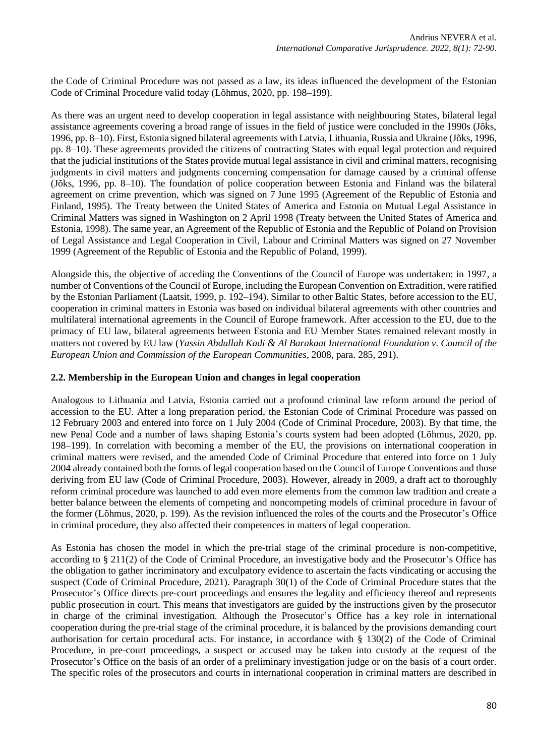the Code of Criminal Procedure was not passed as a law, its ideas influenced the development of the Estonian Code of Criminal Procedure valid today (Lõhmus, 2020, pp. 198–199).

As there was an urgent need to develop cooperation in legal assistance with neighbouring States, bilateral legal assistance agreements covering a broad range of issues in the field of justice were concluded in the 1990s (Jõks, 1996, pp. 8–10). First, Estonia signed bilateral agreements with Latvia, Lithuania, Russia and Ukraine (Jõks, 1996, pp. 8–10). These agreements provided the citizens of contracting States with equal legal protection and required that the judicial institutions of the States provide mutual legal assistance in civil and criminal matters, recognising judgments in civil matters and judgments concerning compensation for damage caused by a criminal offense (Jõks, 1996, pp. 8–10). The foundation of police cooperation between Estonia and Finland was the bilateral agreement on crime prevention, which was signed on 7 June 1995 (Agreement of the Republic of Estonia and Finland, 1995). The Treaty between the United States of America and Estonia on Mutual Legal Assistance in Criminal Matters was signed in Washington on 2 April 1998 (Treaty between the United States of America and Estonia, 1998). The same year, an Agreement of the Republic of Estonia and the Republic of Poland on Provision of Legal Assistance and Legal Cooperation in Civil, Labour and Criminal Matters was signed on 27 November 1999 (Agreement of the Republic of Estonia and the Republic of Poland, 1999).

Alongside this, the objective of acceding the Conventions of the Council of Europe was undertaken: in 1997, a number of Conventions of the Council of Europe, including the European Convention on Extradition, were ratified by the Estonian Parliament (Laatsit, 1999, p. 192–194). Similar to other Baltic States, before accession to the EU, cooperation in criminal matters in Estonia was based on individual bilateral agreements with other countries and multilateral international agreements in the Council of Europe framework. After accession to the EU, due to the primacy of EU law, bilateral agreements between Estonia and EU Member States remained relevant mostly in matters not covered by EU law (*Yassin Abdullah Kadi & Al Barakaat International Foundation v. Council of the European Union and Commission of the European Communities*, 2008, para. 285, 291).

### 2.2. Membership in the European Union and changes in legal cooperation

Analogous to Lithuania and Latvia, Estonia carried out a profound criminal law reform around the period of accession to the EU. After a long preparation period, the Estonian Code of Criminal Procedure was passed on 12 February 2003 and entered into force on 1 July 2004 (Code of Criminal Procedure, 2003). By that time, the new Penal Code and a number of laws shaping Estonia's courts system had been adopted (Lõhmus, 2020, pp. 198–199). In correlation with becoming a member of the EU, the provisions on international cooperation in criminal matters were revised, and the amended Code of Criminal Procedure that entered into force on 1 July 2004 already contained both the forms of legal cooperation based on the Council of Europe Conventions and those deriving from EU law (Code of Criminal Procedure, 2003). However, already in 2009, a draft act to thoroughly reform criminal procedure was launched to add even more elements from the common law tradition and create a better balance between the elements of competing and noncompeting models of criminal procedure in favour of the former (Lõhmus, 2020, p. 199). As the revision influenced the roles of the courts and the Prosecutor's Office in criminal procedure, they also affected their competences in matters of legal cooperation.

As Estonia has chosen the model in which the pre-trial stage of the criminal procedure is non-competitive, according to § 211(2) of the Code of Criminal Procedure, an investigative body and the Prosecutor's Office has the obligation to gather incriminatory and exculpatory evidence to ascertain the facts vindicating or accusing the suspect (Code of Criminal Procedure, 2021). Paragraph 30(1) of the Code of Criminal Procedure states that the Prosecutor's Office directs pre-court proceedings and ensures the legality and efficiency thereof and represents public prosecution in court. This means that investigators are guided by the instructions given by the prosecutor in charge of the criminal investigation. Although the Prosecutor's Office has a key role in international cooperation during the pre-trial stage of the criminal procedure, it is balanced by the provisions demanding court authorisation for certain procedural acts. For instance, in accordance with § 130(2) of the Code of Criminal Procedure, in pre-court proceedings, a suspect or accused may be taken into custody at the request of the Prosecutor's Office on the basis of an order of a preliminary investigation judge or on the basis of a court order. The specific roles of the prosecutors and courts in international cooperation in criminal matters are described in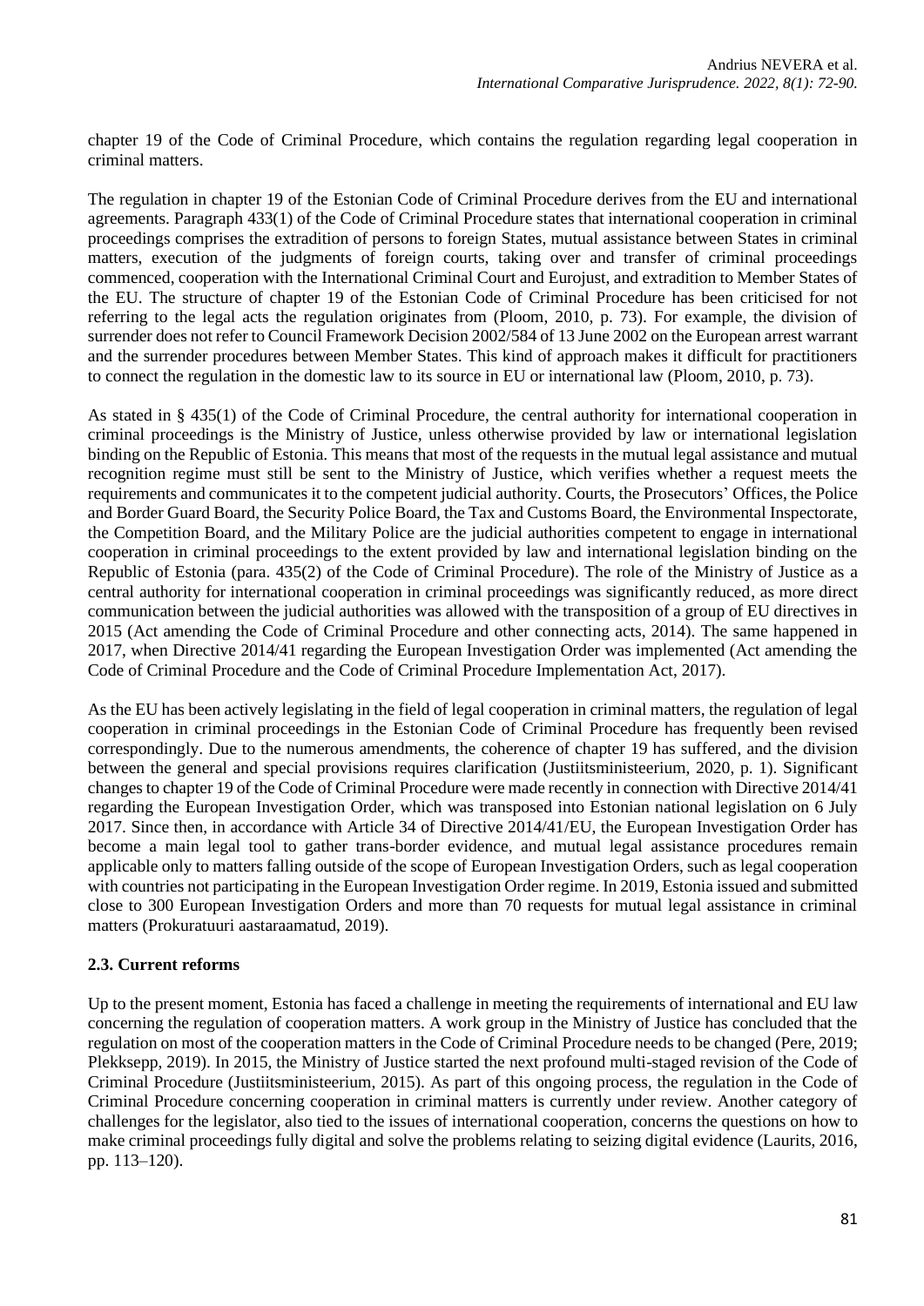chapter 19 of the Code of Criminal Procedure, which contains the regulation regarding legal cooperation in criminal matters.

The regulation in chapter 19 of the Estonian Code of Criminal Procedure derives from the EU and international agreements. Paragraph 433(1) of the Code of Criminal Procedure states that international cooperation in criminal proceedings comprises the extradition of persons to foreign States, mutual assistance between States in criminal matters, execution of the judgments of foreign courts, taking over and transfer of criminal proceedings commenced, cooperation with the International Criminal Court and Eurojust, and extradition to Member States of the EU. The structure of chapter 19 of the Estonian Code of Criminal Procedure has been criticised for not referring to the legal acts the regulation originates from (Ploom, 2010, p. 73). For example, the division of surrender does not refer to Council Framework Decision 2002/584 of 13 June 2002 on the European arrest warrant and the surrender procedures between Member States. This kind of approach makes it difficult for practitioners to connect the regulation in the domestic law to its source in EU or international law (Ploom, 2010, p. 73).

As stated in § 435(1) of the Code of Criminal Procedure, the central authority for international cooperation in criminal proceedings is the Ministry of Justice, unless otherwise provided by law or international legislation binding on the Republic of Estonia. This means that most of the requests in the mutual legal assistance and mutual recognition regime must still be sent to the Ministry of Justice, which verifies whether a request meets the requirements and communicates it to the competent judicial authority. Courts, the Prosecutors' Offices, the Police and Border Guard Board, the Security Police Board, the Tax and Customs Board, the Environmental Inspectorate, the Competition Board, and the Military Police are the judicial authorities competent to engage in international cooperation in criminal proceedings to the extent provided by law and international legislation binding on the Republic of Estonia (para. 435(2) of the Code of Criminal Procedure). The role of the Ministry of Justice as a central authority for international cooperation in criminal proceedings was significantly reduced, as more direct communication between the judicial authorities was allowed with the transposition of a group of EU directives in 2015 (Act amending the Code of Criminal Procedure and other connecting acts, 2014). The same happened in 2017, when Directive 2014/41 regarding the European Investigation Order was implemented (Act amending the Code of Criminal Procedure and the Code of Criminal Procedure Implementation Act, 2017).

As the EU has been actively legislating in the field of legal cooperation in criminal matters, the regulation of legal cooperation in criminal proceedings in the Estonian Code of Criminal Procedure has frequently been revised correspondingly. Due to the numerous amendments, the coherence of chapter 19 has suffered, and the division between the general and special provisions requires clarification (Justiitsministeerium, 2020, p. 1). Significant changes to chapter 19 of the Code of Criminal Procedure were made recently in connection with Directive 2014/41 regarding the European Investigation Order, which was transposed into Estonian national legislation on 6 July 2017. Since then, in accordance with Article 34 of Directive 2014/41/EU, the European Investigation Order has become a main legal tool to gather trans-border evidence, and mutual legal assistance procedures remain applicable only to matters falling outside of the scope of European Investigation Orders, such as legal cooperation with countries not participating in the European Investigation Order regime. In 2019, Estonia issued and submitted close to 300 European Investigation Orders and more than 70 requests for mutual legal assistance in criminal matters (Prokuratuuri aastaraamatud, 2019).

### 2.3. Current reforms

Up to the present moment, Estonia has faced a challenge in meeting the requirements of international and EU law concerning the regulation of cooperation matters. A work group in the Ministry of Justice has concluded that the regulation on most of the cooperation matters in the Code of Criminal Procedure needs to be changed (Pere, 2019; Plekksepp, 2019). In 2015, the Ministry of Justice started the next profound multi-staged revision of the Code of Criminal Procedure (Justiitsministeerium, 2015). As part of this ongoing process, the regulation in the Code of Criminal Procedure concerning cooperation in criminal matters is currently under review. Another category of challenges for the legislator, also tied to the issues of international cooperation, concerns the questions on how to make criminal proceedings fully digital and solve the problems relating to seizing digital evidence (Laurits, 2016, pp. 113–120).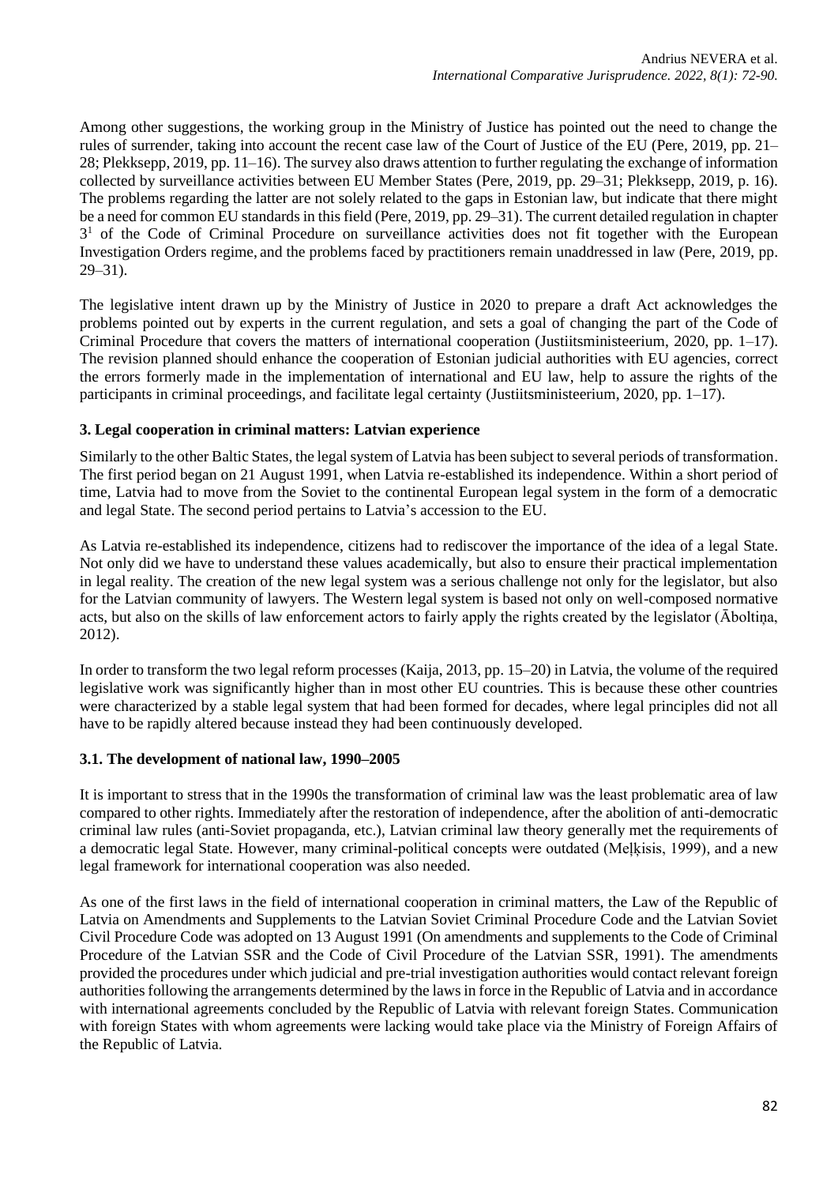Among other suggestions, the working group in the Ministry of Justice has pointed out the need to change the rules of surrender, taking into account the recent case law of the Court of Justice of the EU (Pere, 2019, pp. 21–28; Plekksepp, 2019, pp. 11–16). The survey also draws attention to further regulating the exchange of information collected by surveillance activities between EU Member States (Pere, 2019, pp. 29–31; Plekksepp, 2019, p. 16). The problems regarding the latter are not solely related to the gaps in Estonian law, but indicate that there might be a need for common EU standards in this field (Pere, 2019, pp. 29–31). The current detailed regulation in chapter 3[1] of the Code of Criminal Procedure on surveillance activities does not fit together with the European Investigation Orders regime, and the problems faced by practitioners remain unaddressed in law (Pere, 2019, pp. 29–31).

The legislative intent drawn up by the Ministry of Justice in 2020 to prepare a draft Act acknowledges the problems pointed out by experts in the current regulation, and sets a goal of changing the part of the Code of Criminal Procedure that covers the matters of international cooperation (Justiitsministeerium, 2020, pp. 1–17). The revision planned should enhance the cooperation of Estonian judicial authorities with EU agencies, correct the errors formerly made in the implementation of international and EU law, help to assure the rights of the participants in criminal proceedings, and facilitate legal certainty (Justiitsministeerium, 2020, pp. 1–17).

## 3. Legal cooperation in criminal matters: Latvian experience

Similarly to the other Baltic States, the legal system of Latvia has been subject to several periods of transformation. The first period began on 21 August 1991, when Latvia re-established its independence. Within a short period of time, Latvia had to move from the Soviet to the continental European legal system in the form of a democratic and legal State. The second period pertains to Latvia's accession to the EU.

As Latvia re-established its independence, citizens had to rediscover the importance of the idea of a legal State. Not only did we have to understand these values academically, but also to ensure their practical implementation in legal reality. The creation of the new legal system was a serious challenge not only for the legislator, but also for the Latvian community of lawyers. The Western legal system is based not only on well-composed normative acts, but also on the skills of law enforcement actors to fairly apply the rights created by the legislator (Āboltiņa, 2012).

In order to transform the two legal reform processes (Kaija, 2013, pp. 15–20) in Latvia, the volume of the required legislative work was significantly higher than in most other EU countries. This is because these other countries were characterized by a stable legal system that had been formed for decades, where legal principles did not all have to be rapidly altered because instead they had been continuously developed.

### 3.1. The development of national law, 1990–2005

It is important to stress that in the 1990s the transformation of criminal law was the least problematic area of law compared to other rights. Immediately after the restoration of independence, after the abolition of anti-democratic criminal law rules (anti-Soviet propaganda, etc.), Latvian criminal law theory generally met the requirements of a democratic legal State. However, many criminal-political concepts were outdated (Meļķisis, 1999), and a new legal framework for international cooperation was also needed.

As one of the first laws in the field of international cooperation in criminal matters, the Law of the Republic of Latvia on Amendments and Supplements to the Latvian Soviet Criminal Procedure Code and the Latvian Soviet Civil Procedure Code was adopted on 13 August 1991 (On amendments and supplements to the Code of Criminal Procedure of the Latvian SSR and the Code of Civil Procedure of the Latvian SSR, 1991). The amendments provided the procedures under which judicial and pre-trial investigation authorities would contact relevant foreign authorities following the arrangements determined by the laws in force in the Republic of Latvia and in accordance with international agreements concluded by the Republic of Latvia with relevant foreign States. Communication with foreign States with whom agreements were lacking would take place via the Ministry of Foreign Affairs of the Republic of Latvia.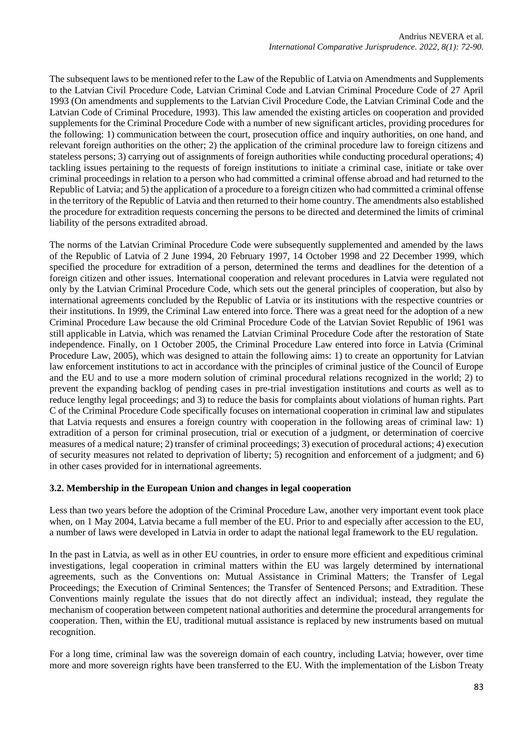The subsequent laws to be mentioned refer to the Law of the Republic of Latvia on Amendments and Supplements to the Latvian Civil Procedure Code, Latvian Criminal Code and Latvian Criminal Procedure Code of 27 April 1993 (On amendments and supplements to the Latvian Civil Procedure Code, the Latvian Criminal Code and the Latvian Code of Criminal Procedure, 1993). This law amended the existing articles on cooperation and provided supplements for the Criminal Procedure Code with a number of new significant articles, providing procedures for the following: 1) communication between the court, prosecution office and inquiry authorities, on one hand, and relevant foreign authorities on the other; 2) the application of the criminal procedure law to foreign citizens and stateless persons; 3) carrying out of assignments of foreign authorities while conducting procedural operations; 4) tackling issues pertaining to the requests of foreign institutions to initiate a criminal case, initiate or take over criminal proceedings in relation to a person who had committed a criminal offense abroad and had returned to the Republic of Latvia; and 5) the application of a procedure to a foreign citizen who had committed a criminal offense in the territory of the Republic of Latvia and then returned to their home country. The amendments also established the procedure for extradition requests concerning the persons to be directed and determined the limits of criminal liability of the persons extradited abroad.

The norms of the Latvian Criminal Procedure Code were subsequently supplemented and amended by the laws of the Republic of Latvia of 2 June 1994, 20 February 1997, 14 October 1998 and 22 December 1999, which specified the procedure for extradition of a person, determined the terms and deadlines for the detention of a foreign citizen and other issues. International cooperation and relevant procedures in Latvia were regulated not only by the Latvian Criminal Procedure Code, which sets out the general principles of cooperation, but also by international agreements concluded by the Republic of Latvia or its institutions with the respective countries or their institutions. In 1999, the Criminal Law entered into force. There was a great need for the adoption of a new Criminal Procedure Law because the old Criminal Procedure Code of the Latvian Soviet Republic of 1961 was still applicable in Latvia, which was renamed the Latvian Criminal Procedure Code after the restoration of State independence. Finally, on 1 October 2005, the Criminal Procedure Law entered into force in Latvia (Criminal Procedure Law, 2005), which was designed to attain the following aims: 1) to create an opportunity for Latvian law enforcement institutions to act in accordance with the principles of criminal justice of the Council of Europe and the EU and to use a more modern solution of criminal procedural relations recognized in the world; 2) to prevent the expanding backlog of pending cases in pre-trial investigation institutions and courts as well as to reduce lengthy legal proceedings; and 3) to reduce the basis for complaints about violations of human rights. Part C of the Criminal Procedure Code specifically focuses on international cooperation in criminal law and stipulates that Latvia requests and ensures a foreign country with cooperation in the following areas of criminal law: 1) extradition of a person for criminal prosecution, trial or execution of a judgment, or determination of coercive measures of a medical nature; 2) transfer of criminal proceedings; 3) execution of procedural actions; 4) execution of security measures not related to deprivation of liberty; 5) recognition and enforcement of a judgment; and 6) in other cases provided for in international agreements.

### 3.2. Membership in the European Union and changes in legal cooperation

Less than two years before the adoption of the Criminal Procedure Law, another very important event took place when, on 1 May 2004, Latvia became a full member of the EU. Prior to and especially after accession to the EU, a number of laws were developed in Latvia in order to adapt the national legal framework to the EU regulation.

In the past in Latvia, as well as in other EU countries, in order to ensure more efficient and expeditious criminal investigations, legal cooperation in criminal matters within the EU was largely determined by international agreements, such as the Conventions on: Mutual Assistance in Criminal Matters; the Transfer of Legal Proceedings; the Execution of Criminal Sentences; the Transfer of Sentenced Persons; and Extradition. These Conventions mainly regulate the issues that do not directly affect an individual; instead, they regulate the mechanism of cooperation between competent national authorities and determine the procedural arrangements for cooperation. Then, within the EU, traditional mutual assistance is replaced by new instruments based on mutual recognition.

For a long time, criminal law was the sovereign domain of each country, including Latvia; however, over time more and more sovereign rights have been transferred to the EU. With the implementation of the Lisbon Treaty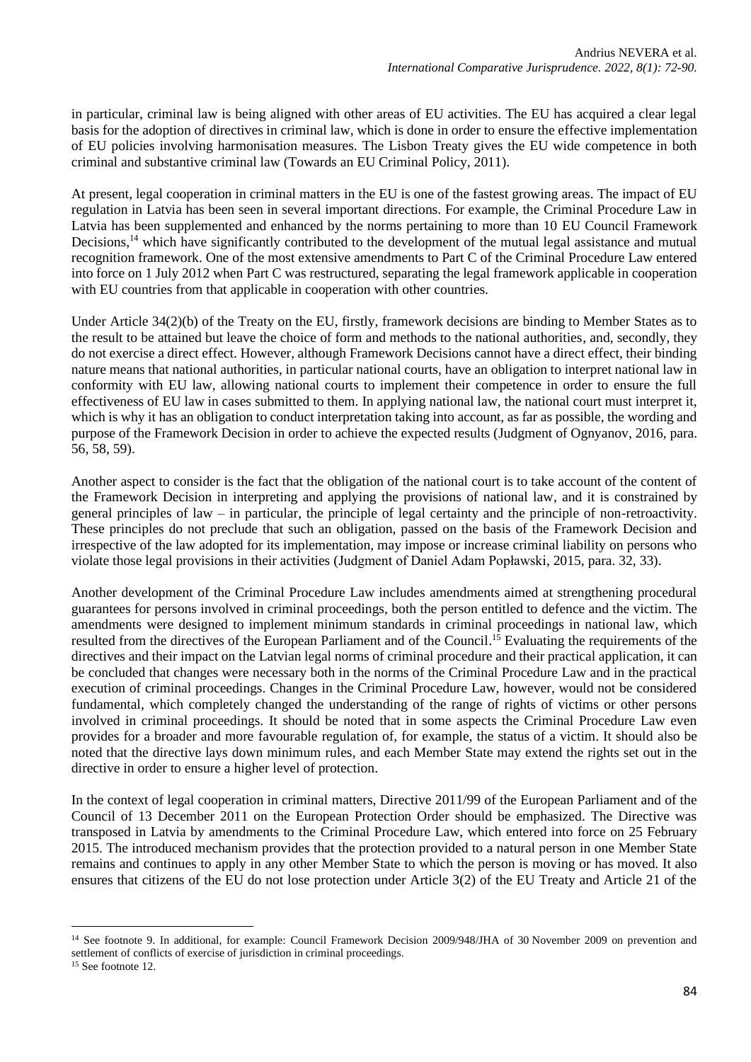in particular, criminal law is being aligned with other areas of EU activities. The EU has acquired a clear legal basis for the adoption of directives in criminal law, which is done in order to ensure the effective implementation of EU policies involving harmonisation measures. The Lisbon Treaty gives the EU wide competence in both criminal and substantive criminal law (Towards an EU Criminal Policy, 2011).

At present, legal cooperation in criminal matters in the EU is one of the fastest growing areas. The impact of EU regulation in Latvia has been seen in several important directions. For example, the Criminal Procedure Law in Latvia has been supplemented and enhanced by the norms pertaining to more than 10 EU Council Framework Decisions,[14] which have significantly contributed to the development of the mutual legal assistance and mutual recognition framework. One of the most extensive amendments to Part C of the Criminal Procedure Law entered into force on 1 July 2012 when Part C was restructured, separating the legal framework applicable in cooperation with EU countries from that applicable in cooperation with other countries.

Under Article 34(2)(b) of the Treaty on the EU, firstly, framework decisions are binding to Member States as to the result to be attained but leave the choice of form and methods to the national authorities, and, secondly, they do not exercise a direct effect. However, although Framework Decisions cannot have a direct effect, their binding nature means that national authorities, in particular national courts, have an obligation to interpret national law in conformity with EU law, allowing national courts to implement their competence in order to ensure the full effectiveness of EU law in cases submitted to them. In applying national law, the national court must interpret it, which is why it has an obligation to conduct interpretation taking into account, as far as possible, the wording and purpose of the Framework Decision in order to achieve the expected results (Judgment of Ognyanov, 2016, para. 56, 58, 59).

Another aspect to consider is the fact that the obligation of the national court is to take account of the content of the Framework Decision in interpreting and applying the provisions of national law, and it is constrained by general principles of law – in particular, the principle of legal certainty and the principle of non-retroactivity. These principles do not preclude that such an obligation, passed on the basis of the Framework Decision and irrespective of the law adopted for its implementation, may impose or increase criminal liability on persons who violate those legal provisions in their activities (Judgment of Daniel Adam Popławski, 2015, para. 32, 33).

Another development of the Criminal Procedure Law includes amendments aimed at strengthening procedural guarantees for persons involved in criminal proceedings, both the person entitled to defence and the victim. The amendments were designed to implement minimum standards in criminal proceedings in national law, which resulted from the directives of the European Parliament and of the Council.[15] Evaluating the requirements of the directives and their impact on the Latvian legal norms of criminal procedure and their practical application, it can be concluded that changes were necessary both in the norms of the Criminal Procedure Law and in the practical execution of criminal proceedings. Changes in the Criminal Procedure Law, however, would not be considered fundamental, which completely changed the understanding of the range of rights of victims or other persons involved in criminal proceedings. It should be noted that in some aspects the Criminal Procedure Law even provides for a broader and more favourable regulation of, for example, the status of a victim. It should also be noted that the directive lays down minimum rules, and each Member State may extend the rights set out in the directive in order to ensure a higher level of protection.

In the context of legal cooperation in criminal matters, Directive 2011/99 of the European Parliament and of the Council of 13 December 2011 on the European Protection Order should be emphasized. The Directive was transposed in Latvia by amendments to the Criminal Procedure Law, which entered into force on 25 February 2015. The introduced mechanism provides that the protection provided to a natural person in one Member State remains and continues to apply in any other Member State to which the person is moving or has moved. It also ensures that citizens of the EU do not lose protection under Article 3(2) of the EU Treaty and Article 21 of the

---

[14] See footnote 9. In additional, for example: Council Framework Decision 2009/948/JHA of 30 November 2009 on prevention and settlement of conflicts of exercise of jurisdiction in criminal proceedings.

[15] See footnote 12.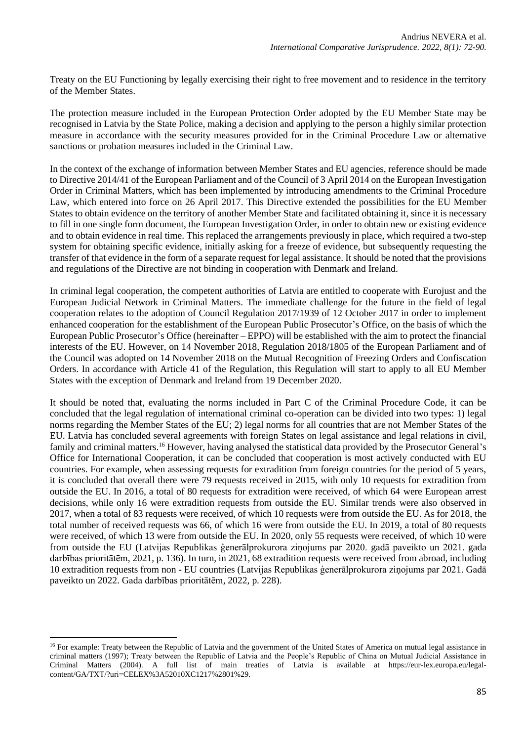Treaty on the EU Functioning by legally exercising their right to free movement and to residence in the territory of the Member States.

The protection measure included in the European Protection Order adopted by the EU Member State may be recognised in Latvia by the State Police, making a decision and applying to the person a highly similar protection measure in accordance with the security measures provided for in the Criminal Procedure Law or alternative sanctions or probation measures included in the Criminal Law.

In the context of the exchange of information between Member States and EU agencies, reference should be made to Directive 2014/41 of the European Parliament and of the Council of 3 April 2014 on the European Investigation Order in Criminal Matters, which has been implemented by introducing amendments to the Criminal Procedure Law, which entered into force on 26 April 2017. This Directive extended the possibilities for the EU Member States to obtain evidence on the territory of another Member State and facilitated obtaining it, since it is necessary to fill in one single form document, the European Investigation Order, in order to obtain new or existing evidence and to obtain evidence in real time. This replaced the arrangements previously in place, which required a two-step system for obtaining specific evidence, initially asking for a freeze of evidence, but subsequently requesting the transfer of that evidence in the form of a separate request for legal assistance. It should be noted that the provisions and regulations of the Directive are not binding in cooperation with Denmark and Ireland.

In criminal legal cooperation, the competent authorities of Latvia are entitled to cooperate with Eurojust and the European Judicial Network in Criminal Matters. The immediate challenge for the future in the field of legal cooperation relates to the adoption of Council Regulation 2017/1939 of 12 October 2017 in order to implement enhanced cooperation for the establishment of the European Public Prosecutor's Office, on the basis of which the European Public Prosecutor's Office (hereinafter – EPPO) will be established with the aim to protect the financial interests of the EU. However, on 14 November 2018, Regulation 2018/1805 of the European Parliament and of the Council was adopted on 14 November 2018 on the Mutual Recognition of Freezing Orders and Confiscation Orders. In accordance with Article 41 of the Regulation, this Regulation will start to apply to all EU Member States with the exception of Denmark and Ireland from 19 December 2020.

It should be noted that, evaluating the norms included in Part C of the Criminal Procedure Code, it can be concluded that the legal regulation of international criminal co-operation can be divided into two types: 1) legal norms regarding the Member States of the EU; 2) legal norms for all countries that are not Member States of the EU. Latvia has concluded several agreements with foreign States on legal assistance and legal relations in civil, family and criminal matters.[16] However, having analysed the statistical data provided by the Prosecutor General's Office for International Cooperation, it can be concluded that cooperation is most actively conducted with EU countries. For example, when assessing requests for extradition from foreign countries for the period of 5 years, it is concluded that overall there were 79 requests received in 2015, with only 10 requests for extradition from outside the EU. In 2016, a total of 80 requests for extradition were received, of which 64 were European arrest decisions, while only 16 were extradition requests from outside the EU. Similar trends were also observed in 2017, when a total of 83 requests were received, of which 10 requests were from outside the EU. As for 2018, the total number of received requests was 66, of which 16 were from outside the EU. In 2019, a total of 80 requests were received, of which 13 were from outside the EU. In 2020, only 55 requests were received, of which 10 were from outside the EU (Latvijas Republikas ģenerālprokurora ziņojums par 2020. gadā paveikto un 2021. gada darbības prioritātēm, 2021, p. 136). In turn, in 2021, 68 extradition requests were received from abroad, including 10 extradition requests from non - EU countries (Latvijas Republikas ģenerālprokurora ziņojums par 2021. Gadā paveikto un 2022. Gada darbības prioritātēm, 2022, p. 228).

---

[16] For example: Treaty between the Republic of Latvia and the government of the United States of America on mutual legal assistance in criminal matters (1997); Treaty between the Republic of Latvia and the People's Republic of China on Mutual Judicial Assistance in Criminal Matters (2004). A full list of main treaties of Latvia is available at https://eur-lex.europa.eu/legal-content/GA/TXT/?uri=CELEX%3A52010XC1217%2801%29.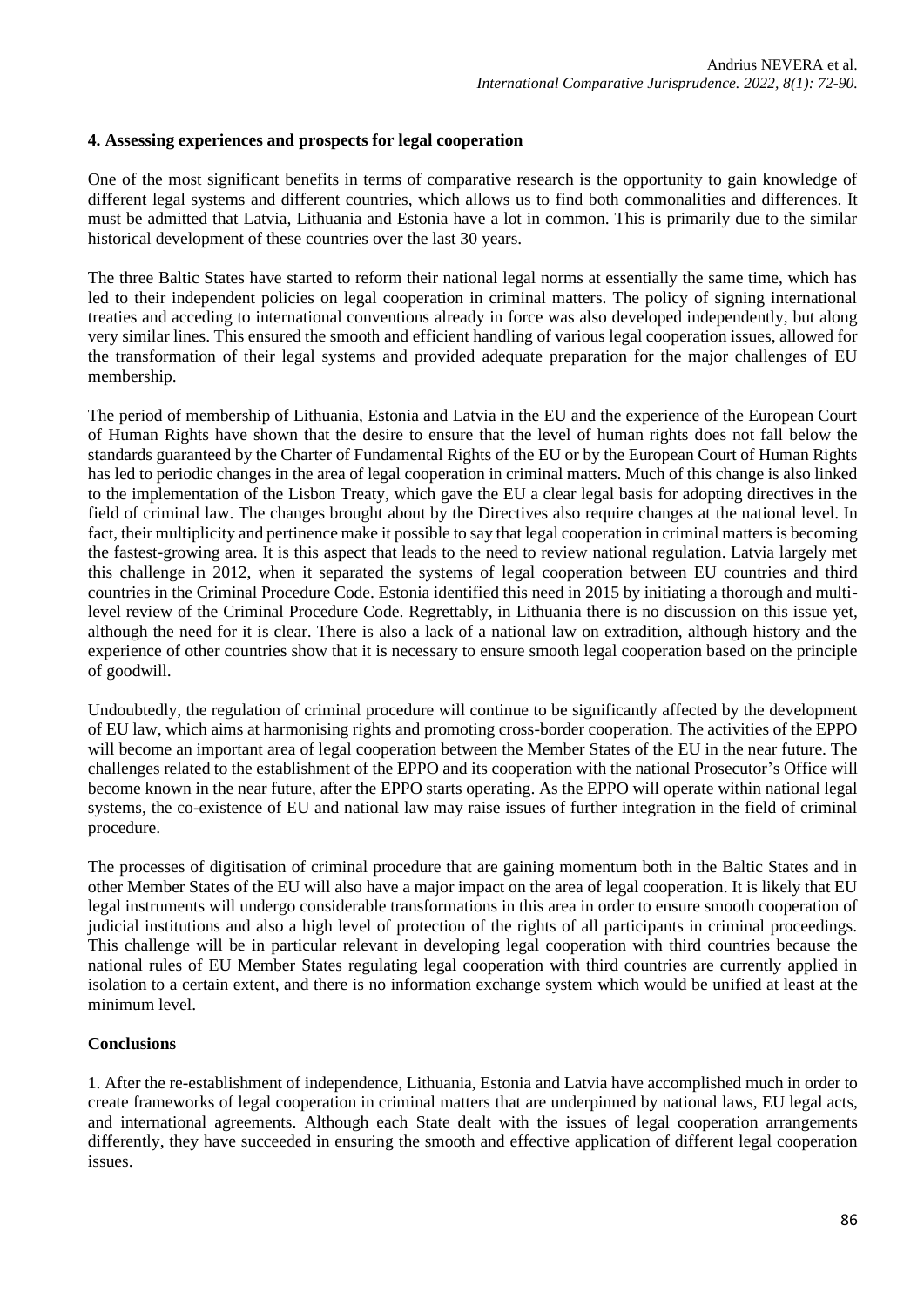### 4. Assessing experiences and prospects for legal cooperation

One of the most significant benefits in terms of comparative research is the opportunity to gain knowledge of different legal systems and different countries, which allows us to find both commonalities and differences. It must be admitted that Latvia, Lithuania and Estonia have a lot in common. This is primarily due to the similar historical development of these countries over the last 30 years.

The three Baltic States have started to reform their national legal norms at essentially the same time, which has led to their independent policies on legal cooperation in criminal matters. The policy of signing international treaties and acceding to international conventions already in force was also developed independently, but along very similar lines. This ensured the smooth and efficient handling of various legal cooperation issues, allowed for the transformation of their legal systems and provided adequate preparation for the major challenges of EU membership.

The period of membership of Lithuania, Estonia and Latvia in the EU and the experience of the European Court of Human Rights have shown that the desire to ensure that the level of human rights does not fall below the standards guaranteed by the Charter of Fundamental Rights of the EU or by the European Court of Human Rights has led to periodic changes in the area of legal cooperation in criminal matters. Much of this change is also linked to the implementation of the Lisbon Treaty, which gave the EU a clear legal basis for adopting directives in the field of criminal law. The changes brought about by the Directives also require changes at the national level. In fact, their multiplicity and pertinence make it possible to say that legal cooperation in criminal matters is becoming the fastest-growing area. It is this aspect that leads to the need to review national regulation. Latvia largely met this challenge in 2012, when it separated the systems of legal cooperation between EU countries and third countries in the Criminal Procedure Code. Estonia identified this need in 2015 by initiating a thorough and multi-level review of the Criminal Procedure Code. Regrettably, in Lithuania there is no discussion on this issue yet, although the need for it is clear. There is also a lack of a national law on extradition, although history and the experience of other countries show that it is necessary to ensure smooth legal cooperation based on the principle of goodwill.

Undoubtedly, the regulation of criminal procedure will continue to be significantly affected by the development of EU law, which aims at harmonising rights and promoting cross-border cooperation. The activities of the EPPO will become an important area of legal cooperation between the Member States of the EU in the near future. The challenges related to the establishment of the EPPO and its cooperation with the national Prosecutor's Office will become known in the near future, after the EPPO starts operating. As the EPPO will operate within national legal systems, the co-existence of EU and national law may raise issues of further integration in the field of criminal procedure.

The processes of digitisation of criminal procedure that are gaining momentum both in the Baltic States and in other Member States of the EU will also have a major impact on the area of legal cooperation. It is likely that EU legal instruments will undergo considerable transformations in this area in order to ensure smooth cooperation of judicial institutions and also a high level of protection of the rights of all participants in criminal proceedings. This challenge will be in particular relevant in developing legal cooperation with third countries because the national rules of EU Member States regulating legal cooperation with third countries are currently applied in isolation to a certain extent, and there is no information exchange system which would be unified at least at the minimum level.

### Conclusions

1. After the re-establishment of independence, Lithuania, Estonia and Latvia have accomplished much in order to create frameworks of legal cooperation in criminal matters that are underpinned by national laws, EU legal acts, and international agreements. Although each State dealt with the issues of legal cooperation arrangements differently, they have succeeded in ensuring the smooth and effective application of different legal cooperation issues.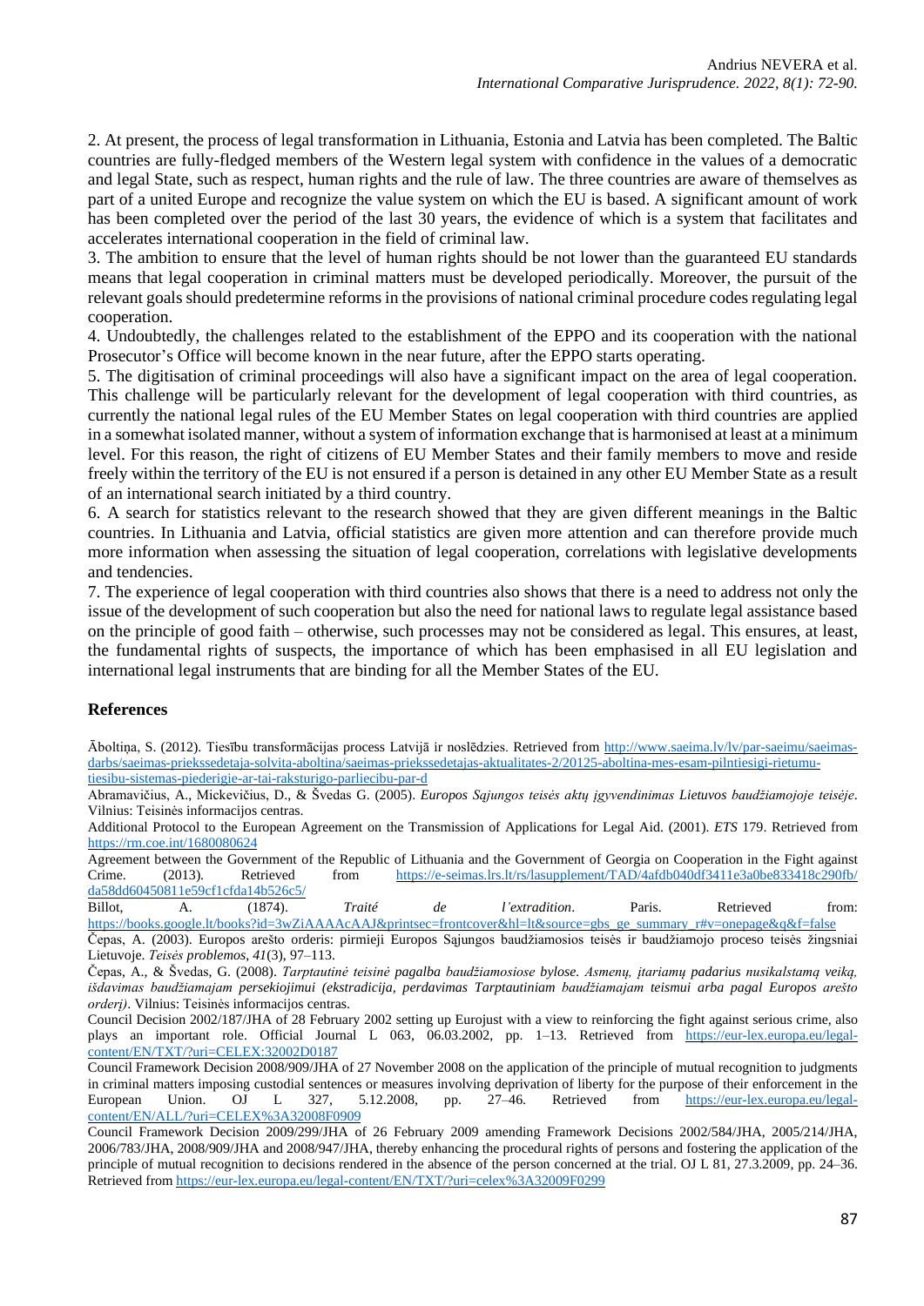2. At present, the process of legal transformation in Lithuania, Estonia and Latvia has been completed. The Baltic countries are fully-fledged members of the Western legal system with confidence in the values of a democratic and legal State, such as respect, human rights and the rule of law. The three countries are aware of themselves as part of a united Europe and recognize the value system on which the EU is based. A significant amount of work has been completed over the period of the last 30 years, the evidence of which is a system that facilitates and accelerates international cooperation in the field of criminal law.

3. The ambition to ensure that the level of human rights should be not lower than the guaranteed EU standards means that legal cooperation in criminal matters must be developed periodically. Moreover, the pursuit of the relevant goals should predetermine reforms in the provisions of national criminal procedure codes regulating legal cooperation.

4. Undoubtedly, the challenges related to the establishment of the EPPO and its cooperation with the national Prosecutor's Office will become known in the near future, after the EPPO starts operating.

5. The digitisation of criminal proceedings will also have a significant impact on the area of legal cooperation. This challenge will be particularly relevant for the development of legal cooperation with third countries, as currently the national legal rules of the EU Member States on legal cooperation with third countries are applied in a somewhat isolated manner, without a system of information exchange that is harmonised at least at a minimum level. For this reason, the right of citizens of EU Member States and their family members to move and reside freely within the territory of the EU is not ensured if a person is detained in any other EU Member State as a result of an international search initiated by a third country.

6. A search for statistics relevant to the research showed that they are given different meanings in the Baltic countries. In Lithuania and Latvia, official statistics are given more attention and can therefore provide much more information when assessing the situation of legal cooperation, correlations with legislative developments and tendencies.

7. The experience of legal cooperation with third countries also shows that there is a need to address not only the issue of the development of such cooperation but also the need for national laws to regulate legal assistance based on the principle of good faith – otherwise, such processes may not be considered as legal. This ensures, at least, the fundamental rights of suspects, the importance of which has been emphasised in all EU legislation and international legal instruments that are binding for all the Member States of the EU.

## References

Āboltiņa, S. (2012). Tiesību transformācijas process Latvijā ir noslēdzies. Retrieved from http://www.saeima.lv/lv/par-saeimu/saeimas-darbs/saeimas-priekssedetaja-solvita-aboltina/saeimas-priekssedetajas-aktualitates-2/20125-aboltina-mes-esam-pilntiesigi-rietumu-tiesibu-sistemas-piederigie-ar-tai-raksturigo-parliecibu-par-d

Abramavičius, A., Mickevičius, D., & Švedas G. (2005). *Europos Sąjungos teisės aktų įgyvendinimas Lietuvos baudžiamojoje teisėje*. Vilnius: Teisinės informacijos centras.

Additional Protocol to the European Agreement on the Transmission of Applications for Legal Aid. (2001). *ETS* 179. Retrieved from https://rm.coe.int/1680080624

Agreement between the Government of the Republic of Lithuania and the Government of Georgia on Cooperation in the Fight against Crime. (2013). Retrieved from https://e-seimas.lrs.lt/rs/lasupplement/TAD/4afdb040df3411e3a0be833418c290fb/da58dd60450811e59cf1cfda14b526c5/

Billot, A. (1874). *Traité de l'extradition*. Paris. Retrieved from: https://books.google.lt/books?id=3wZiAAAAcAAJ&printsec=frontcover&hl=lt&source=gbs_ge_summary_r#v=onepage&q&f=false

Čepas, A. (2003). Europos arešto orderis: pirmieji Europos Sąjungos baudžiamosios teisės ir baudžiamojo proceso teisės žingsniai Lietuvoje. *Teisės problemos*, *41*(3), 97–113.

Čepas, A., & Švedas, G. (2008). *Tarptautinė teisinė pagalba baudžiamosiose bylose. Asmenų, įtariamų padarius nusikalstamą veiką, išdavimas baudžiamajam persekiojimui (ekstradicija, perdavimas Tarptautiniam baudžiamajam teismui arba pagal Europos arešto orderį)*. Vilnius: Teisinės informacijos centras.

Council Decision 2002/187/JHA of 28 February 2002 setting up Eurojust with a view to reinforcing the fight against serious crime, also plays an important role. Official Journal L 063, 06.03.2002, pp. 1–13. Retrieved from https://eur-lex.europa.eu/legal-content/EN/TXT/?uri=CELEX:32002D0187

Council Framework Decision 2008/909/JHA of 27 November 2008 on the application of the principle of mutual recognition to judgments in criminal matters imposing custodial sentences or measures involving deprivation of liberty for the purpose of their enforcement in the European Union. OJ L 327, 5.12.2008, pp. 27–46. Retrieved from https://eur-lex.europa.eu/legal-content/EN/ALL/?uri=CELEX%3A32008F0909

Council Framework Decision 2009/299/JHA of 26 February 2009 amending Framework Decisions 2002/584/JHA, 2005/214/JHA, 2006/783/JHA, 2008/909/JHA and 2008/947/JHA, thereby enhancing the procedural rights of persons and fostering the application of the principle of mutual recognition to decisions rendered in the absence of the person concerned at the trial. OJ L 81, 27.3.2009, pp. 24–36. Retrieved from https://eur-lex.europa.eu/legal-content/EN/TXT/?uri=celex%3A32009F0299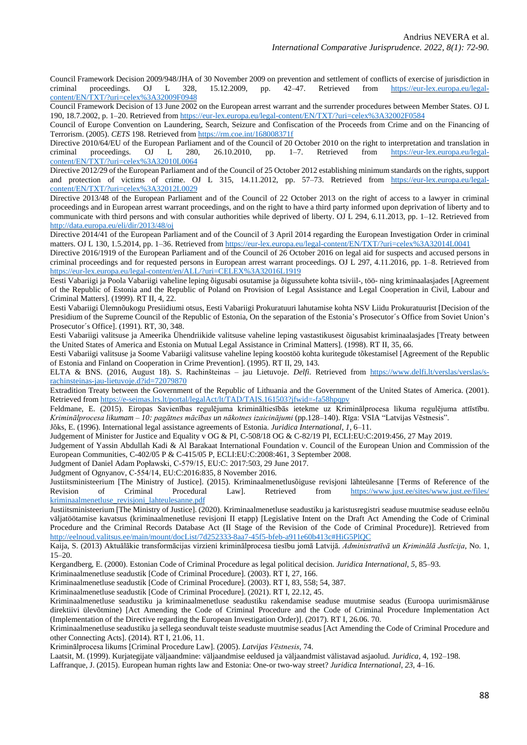Council Framework Decision 2009/948/JHA of 30 November 2009 on prevention and settlement of conflicts of exercise of jurisdiction in criminal proceedings. OJ L 328, 15.12.2009, pp. 42–47. Retrieved from https://eur-lex.europa.eu/legal-content/EN/TXT/?uri=celex%3A32009F0948

Council Framework Decision of 13 June 2002 on the European arrest warrant and the surrender procedures between Member States. OJ L 190, 18.7.2002, p. 1–20. Retrieved from https://eur-lex.europa.eu/legal-content/EN/TXT/?uri=celex%3A32002F0584

Council of Europe Convention on Laundering, Search, Seizure and Confiscation of the Proceeds from Crime and on the Financing of Terrorism. (2005). *CETS* 198. Retrieved from https://rm.coe.int/168008371f

Directive 2010/64/EU of the European Parliament and of the Council of 20 October 2010 on the right to interpretation and translation in criminal proceedings. OJ L 280, 26.10.2010, pp. 1–7. Retrieved from https://eur-lex.europa.eu/legal-content/EN/TXT/?uri=celex%3A32010L0064

Directive 2012/29 of the European Parliament and of the Council of 25 October 2012 establishing minimum standards on the rights, support and protection of victims of crime. OJ L 315, 14.11.2012, pp. 57–73. Retrieved from https://eur-lex.europa.eu/legal-content/EN/TXT/?uri=celex%3A32012L0029

Directive 2013/48 of the European Parliament and of the Council of 22 October 2013 on the right of access to a lawyer in criminal proceedings and in European arrest warrant proceedings, and on the right to have a third party informed upon deprivation of liberty and to communicate with third persons and with consular authorities while deprived of liberty. OJ L 294, 6.11.2013, pp. 1–12. Retrieved from http://data.europa.eu/eli/dir/2013/48/oj

Directive 2014/41 of the European Parliament and of the Council of 3 April 2014 regarding the European Investigation Order in criminal matters. OJ L 130, 1.5.2014, pp. 1–36. Retrieved from https://eur-lex.europa.eu/legal-content/EN/TXT/?uri=celex%3A32014L0041

Directive 2016/1919 of the European Parliament and of the Council of 26 October 2016 on legal aid for suspects and accused persons in criminal proceedings and for requested persons in European arrest warrant proceedings. OJ L 297, 4.11.2016, pp. 1–8. Retrieved from https://eur-lex.europa.eu/legal-content/en/ALL/?uri=CELEX%3A32016L1919

Eesti Vabariigi ja Poola Vabariigi vaheline leping õigusabi osutamise ja õigussuhete kohta tsiviil-, töö- ning kriminaalasjades [Agreement of the Republic of Estonia and the Republic of Poland on Provision of Legal Assistance and Legal Cooperation in Civil, Labour and Criminal Matters]. (1999). RT II, 4, 22.

Eesti Vabariigi Ülemnõukogu Presiidiumi otsus, Eesti Vabariigi Prokuratuuri lahutamise kohta NSV Liidu Prokuratuurist [Decision of the Presidium of the Supreme Council of the Republic of Estonia, On the separation of the Estonia's Prosecutor´s Office from Soviet Union's Prosecutor´s Office]. (1991). RT, 30, 348.

Eesti Vabariigi valitsuse ja Ameerika Ühendriikide valitsuse vaheline leping vastastikusest õigusabist kriminaalasjades [Treaty between the United States of America and Estonia on Mutual Legal Assistance in Criminal Matters]. (1998). RT II, 35, 66.

Eesti Vabariigi valitsuse ja Soome Vabariigi valitsuse vaheline leping koostöö kohta kuritegude tõkestamisel [Agreement of the Republic of Estonia and Finland on Cooperation in Crime Prevention]. (1995). RT II, 29, 143.

ELTA & BNS. (2016, August 18). S. Rachinšteinas – jau Lietuvoje. *Delfi*. Retrieved from https://www.delfi.lt/verslas/verslas/s-rachinsteinas-jau-lietuvoje.d?id=72079870

Extradition Treaty between the Government of the Republic of Lithuania and the Government of the United States of America. (2001). Retrieved from https://e-seimas.lrs.lt/portal/legalAct/lt/TAD/TAIS.161503?jfwid=-fa58hpqpv

Feldmane, E. (2015). Eiropas Savienības regulējuma krimināltiesībās ietekme uz Kriminālprocesa likuma regulējuma attīstību. *Kriminālprocesa likumam – 10: pagātnes mācības un nākotnes izaicinājumi* (pp.128–140). Rīga: VSIA "Latvijas Vēstnesis".

Jõks, E. (1996). International legal assistance agreements of Estonia. *Juridica International*, *1*, 6–11.

Judgement of Minister for Justice and Equality v OG & PI, C-508/18 OG & C-82/19 PI, ECLI:EU:C:2019:456, 27 May 2019.

Judgement of Yassin Abdullah Kadi & Al Barakaat International Foundation v. Council of the European Union and Commission of the European Communities, C-402/05 P & C-415/05 P, ECLI:EU:C:2008:461, 3 September 2008.

Judgment of Daniel Adam Popławski, C-579/15, EU:C: 2017:503, 29 June 2017.

Judgment of Ognyanov, C-554/14, EU:C:2016:835, 8 November 2016.

Justiitsministeerium [The Ministry of Justice]. (2015). Kriminaalmenetlusõiguse revisjoni lähteülesanne [Terms of Reference of the Revision of Criminal Procedural Law]. Retrieved from https://www.just.ee/sites/www.just.ee/files/kriminaalmenetluse_revisjoni_lahteulesanne.pdf

Justiitsministeerium [The Ministry of Justice]. (2020). Kriminaalmenetluse seadustiku ja karistusregistri seaduse muutmise seaduse eelnõu väljatöötamise kavatsus (kriminaalmenetluse revisjoni II etapp) [Legislative Intent on the Draft Act Amending the Code of Criminal Procedure and the Criminal Records Database Act (II Stage of the Revision of the Code of Criminal Procedure)]. Retrieved from http://eelnoud.valitsus.ee/main/mount/docList/7d252333-8aa7-45f5-bfeb-a911e60b413c#HiG5PlQC

Kaija, S. (2013) Aktuālākie transformācijas virzieni kriminālprocesa tiesību jomā Latvijā. *Administratīvā un Kriminālā Justīcija*, No. 1, 15–20.

Kergandberg, E. (2000). Estonian Code of Criminal Procedure as legal political decision. *Juridica International*, *5*, 85–93.

Kriminaalmenetluse seadustik [Code of Criminal Procedure]. (2003). RT I, 27, 166.

Kriminaalmenetluse seadustik [Code of Criminal Procedure]. (2003). RT I, 83, 558; 54, 387.

Kriminaalmenetluse seadustik [Code of Criminal Procedure]. (2021). RT I, 22.12, 45.

Kriminaalmenetluse seadustiku ja kriminaalmenetluse seadustiku rakendamise seaduse muutmise seadus (Euroopa uurimismääruse direktiivi ülevõtmine) [Act Amending the Code of Criminal Procedure and the Code of Criminal Procedure Implementation Act (Implementation of the Directive regarding the European Investigation Order)]. (2017). RT I, 26.06. 70.

Kriminaalmenetluse seadustiku ja sellega seonduvalt teiste seaduste muutmise seadus [Act Amending the Code of Criminal Procedure and other Connecting Acts]. (2014). RT I, 21.06, 11.

Kriminālprocesa likums [Criminal Procedure Law]. (2005). *Latvijas Vēstnesis*, 74.

Laatsit, M. (1999). Kurjategijate väljaandmine: väljaandmise eeldused ja väljaandmist välistavad asjaolud. *Juridica*, 4, 192–198.

Laffranque, J. (2015). European human rights law and Estonia: One-or two-way street? *Juridica International*, *23*, 4–16.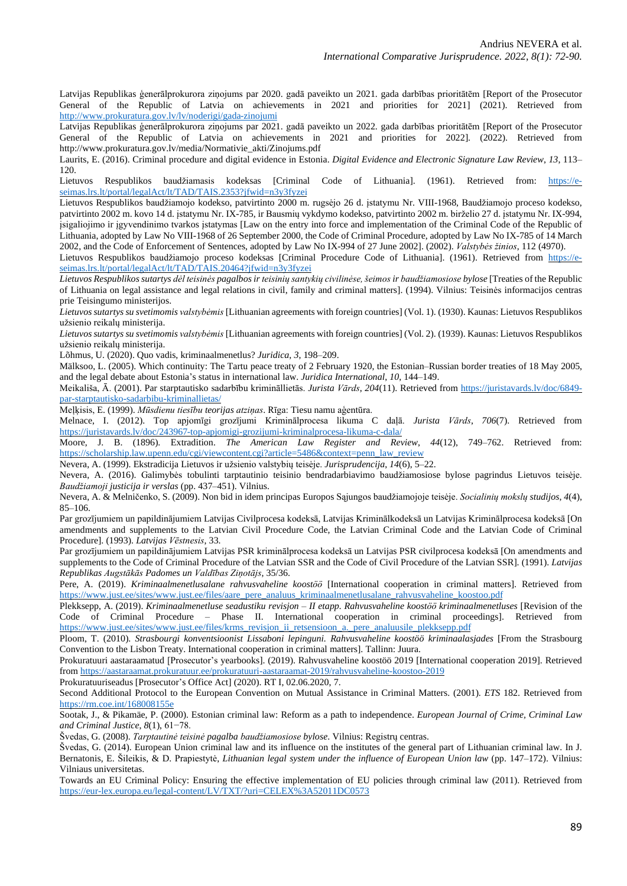Latvijas Republikas ģenerālprokurora ziņojums par 2020. gadā paveikto un 2021. gada darbības prioritātēm [Report of the Prosecutor General of the Republic of Latvia on achievements in 2021 and priorities for 2021] (2021). Retrieved from http://www.prokuratura.gov.lv/lv/noderigi/gada-zinojumi

Latvijas Republikas ģenerālprokurora ziņojums par 2021. gadā paveikto un 2022. gada darbības prioritātēm [Report of the Prosecutor General of the Republic of Latvia on achievements in 2021 and priorities for 2022]. (2022). Retrieved from http://www.prokuratura.gov.lv/media/Normativie_akti/Zinojums.pdf

Laurits, E. (2016). Criminal procedure and digital evidence in Estonia. *Digital Evidence and Electronic Signature Law Review*, *13*, 113–120.

Lietuvos Respublikos baudžiamasis kodeksas [Criminal Code of Lithuania]. (1961). Retrieved from: https://e-seimas.lrs.lt/portal/legalAct/lt/TAD/TAIS.2353?jfwid=n3y3fyzei

Lietuvos Respublikos baudžiamojo kodekso, patvirtinto 2000 m. rugsėjo 26 d. įstatymu Nr. VIII-1968, Baudžiamojo proceso kodekso, patvirtinto 2002 m. kovo 14 d. įstatymu Nr. IX-785, ir Bausmių vykdymo kodekso, patvirtinto 2002 m. birželio 27 d. įstatymu Nr. IX-994, įsigaliojimo ir įgyvendinimo tvarkos įstatymas [Law on the entry into force and implementation of the Criminal Code of the Republic of Lithuania, adopted by Law No VIII-1968 of 26 September 2000, the Code of Criminal Procedure, adopted by Law No IX-785 of 14 March 2002, and the Code of Enforcement of Sentences, adopted by Law No IX-994 of 27 June 2002]. (2002). *Valstybės žinios*, 112 (4970).

Lietuvos Respublikos baudžiamojo proceso kodeksas [Criminal Procedure Code of Lithuania]. (1961). Retrieved from https://e-seimas.lrs.lt/portal/legalAct/lt/TAD/TAIS.20464?jfwid=n3y3fyzei

*Lietuvos Respublikos sutartys dėl teisinės pagalbos ir teisinių santykių civilinėse, šeimos ir baudžiamosiose bylose* [Treaties of the Republic of Lithuania on legal assistance and legal relations in civil, family and criminal matters]. (1994). Vilnius: Teisinės informacijos centras prie Teisingumo ministerijos.

*Lietuvos sutartys su svetimomis valstybėmis* [Lithuanian agreements with foreign countries] (Vol. 1). (1930). Kaunas: Lietuvos Respublikos užsienio reikalų ministerija.

*Lietuvos sutartys su svetimomis valstybėmis* [Lithuanian agreements with foreign countries] (Vol. 2). (1939). Kaunas: Lietuvos Respublikos užsienio reikalų ministerija.

Lõhmus, U. (2020). Quo vadis, kriminaalmenetlus? *Juridica*, *3*, 198–209.

Mälksoo, L. (2005). Which continuity: The Tartu peace treaty of 2 February 1920, the Estonian–Russian border treaties of 18 May 2005, and the legal debate about Estonia's status in international law. *Juridica International*, *10*, 144–149.

Meikališa, Ā. (2001). Par starptautisko sadarbību krimināllietās. *Jurista Vārds*, *204*(11). Retrieved from https://juristavards.lv/doc/6849-par-starptautisko-sadarbibu-kriminallietas/

Meļķisis, E. (1999). *Mūsdienu tiesību teorijas atziņas*. Rīga: Tiesu namu aģentūra.

Melnace, I. (2012). Top apjomīgi grozījumi Kriminālprocesa likuma C daļā. *Jurista Vārds*, *706*(7). Retrieved from https://juristavards.lv/doc/243967-top-apjomigi-grozijumi-kriminalprocesa-likuma-c-dala/

Moore, J. B. (1896). Extradition. *The American Law Register and Review*, *44*(12), 749–762. Retrieved from: https://scholarship.law.upenn.edu/cgi/viewcontent.cgi?article=5486&context=penn_law_review

Nevera, A. (1999). Ekstradicija Lietuvos ir užsienio valstybių teisėje. *Jurisprudencija*, *14*(6), 5–22.

Nevera, A. (2016). Galimybės tobulinti tarptautinio teisinio bendradarbiavimo baudžiamosiose bylose pagrindus Lietuvos teisėje. *Baudžiamoji justicija ir verslas* (pp. 437–451). Vilnius.

Nevera, A. & Melničenko, S. (2009). Non bid in idem principas Europos Sąjungos baudžiamojoje teisėje. *Socialinių mokslų studijos*, *4*(4), 85–106.

Par grozījumiem un papildinājumiem Latvijas Civilprocesa kodeksā, Latvijas Kriminālkodeksā un Latvijas Kriminālprocesa kodeksā [On amendments and supplements to the Latvian Civil Procedure Code, the Latvian Criminal Code and the Latvian Code of Criminal Procedure]. (1993). *Latvijas Vēstnesis*, 33.

Par grozījumiem un papildinājumiem Latvijas PSR kriminālprocesa kodeksā un Latvijas PSR civilprocesa kodeksā [On amendments and supplements to the Code of Criminal Procedure of the Latvian SSR and the Code of Civil Procedure of the Latvian SSR]. (1991). *Latvijas Republikas Augstākās Padomes un Valdības Ziņotājs*, 35/36.

Pere, A. (2019). *Kriminaalmenetlusalane rahvusvaheline koostöö* [International cooperation in criminal matters]. Retrieved from https://www.just.ee/sites/www.just.ee/files/aare_pere_analuus_kriminaalmenetlusalane_rahvusvaheline_koostoo.pdf

Plekksepp, A. (2019). *Kriminaalmenetluse seadustiku revisjon – II etapp. Rahvusvaheline koostöö kriminaalmenetluses* [Revision of the Code of Criminal Procedure – Phase II. International cooperation in criminal proceedings]. Retrieved from https://www.just.ee/sites/www.just.ee/files/krms_revisjon_ii_retsensioon_a._pere_analuusile_plekksepp.pdf

Ploom, T. (2010). *Strasbourgi konventsioonist Lissaboni lepinguni. Rahvusvaheline koostöö kriminaalasjades* [From the Strasbourg Convention to the Lisbon Treaty. International cooperation in criminal matters]. Tallinn: Juura.

Prokuratuuri aastaraamatud [Prosecutor's yearbooks]. (2019). Rahvusvaheline koostöö 2019 [International cooperation 2019]. Retrieved from https://aastaraamat.prokuratuur.ee/prokuratuuri-aastaraamat-2019/rahvusvaheline-koostoo-2019

Prokuratuuriseadus [Prosecutor's Office Act] (2020). RT I, 02.06.2020, 7.

Second Additional Protocol to the European Convention on Mutual Assistance in Criminal Matters. (2001). *ETS* 182. Retrieved from https://rm.coe.int/168008155e

Sootak, J., & Pikamäe, P. (2000). Estonian criminal law: Reform as a path to independence. *European Journal of Crime, Criminal Law and Criminal Justice*, *8*(1), 61−78.

Švedas, G. (2008). *Tarptautinė teisinė pagalba baudžiamosiose bylose*. Vilnius: Registrų centras.

Švedas, G. (2014). European Union criminal law and its influence on the institutes of the general part of Lithuanian criminal law. In J. Bernatonis, E. Šileikis, & D. Prapiestytė, *Lithuanian legal system under the influence of European Union law* (pp. 147–172). Vilnius: Vilniaus universitetas.

Towards an EU Criminal Policy: Ensuring the effective implementation of EU policies through criminal law (2011). Retrieved from https://eur-lex.europa.eu/legal-content/LV/TXT/?uri=CELEX%3A52011DC0573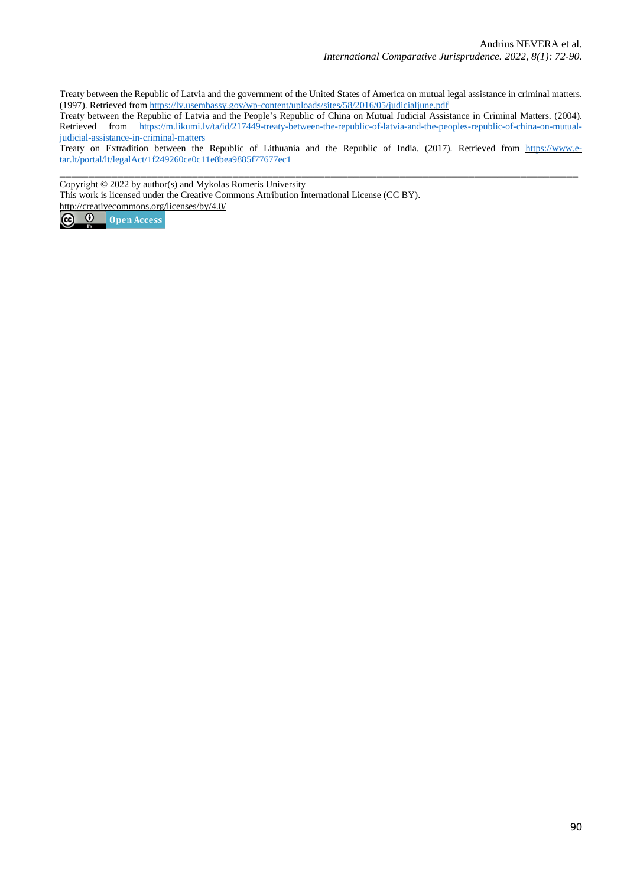Treaty between the Republic of Latvia and the government of the United States of America on mutual legal assistance in criminal matters. (1997). Retrieved from https://lv.usembassy.gov/wp-content/uploads/sites/58/2016/05/judicialjune.pdf

Treaty between the Republic of Latvia and the People's Republic of China on Mutual Judicial Assistance in Criminal Matters. (2004). Retrieved from https://m.likumi.lv/ta/id/217449-treaty-between-the-republic-of-latvia-and-the-peoples-republic-of-china-on-mutual-judicial-assistance-in-criminal-matters

Treaty on Extradition between the Republic of Lithuania and the Republic of India. (2017). Retrieved from https://www.e-tar.lt/portal/lt/legalAct/1f249260ce0c11e8bea9885f77677ec1

---

Copyright © 2022 by author(s) and Mykolas Romeris University

This work is licensed under the Creative Commons Attribution International License (CC BY).

http://creativecommons.org/licenses/by/4.0/

Open Access